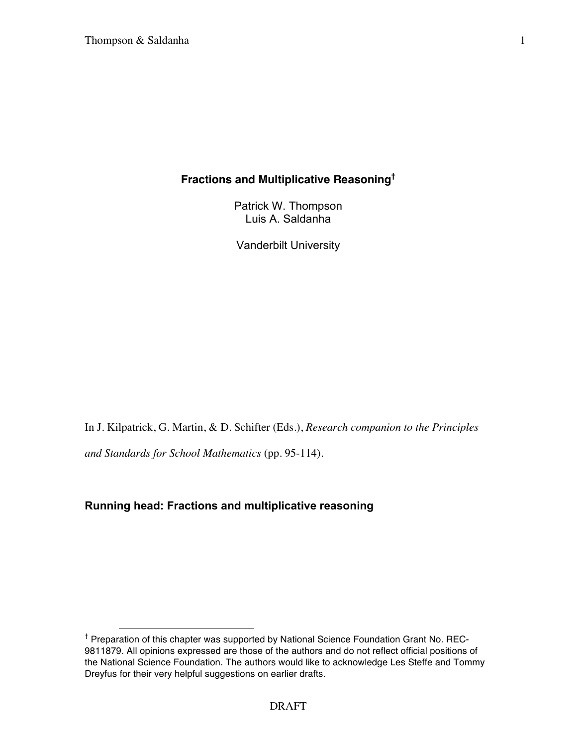# Fractions and Multiplicative Reasoning[†]

Patrick W. Thompson
Luis A. Saldanha

Vanderbilt University

In J. Kilpatrick, G. Martin, & D. Schifter (Eds.), *Research companion to the Principles and Standards for School Mathematics* (pp. 95-114).

**Running head: Fractions and multiplicative reasoning**

[†] Preparation of this chapter was supported by National Science Foundation Grant No. REC-9811879. All opinions expressed are those of the authors and do not reflect official positions of the National Science Foundation. The authors would like to acknowledge Les Steffe and Tommy Dreyfus for their very helpful suggestions on earlier drafts.

DRAFT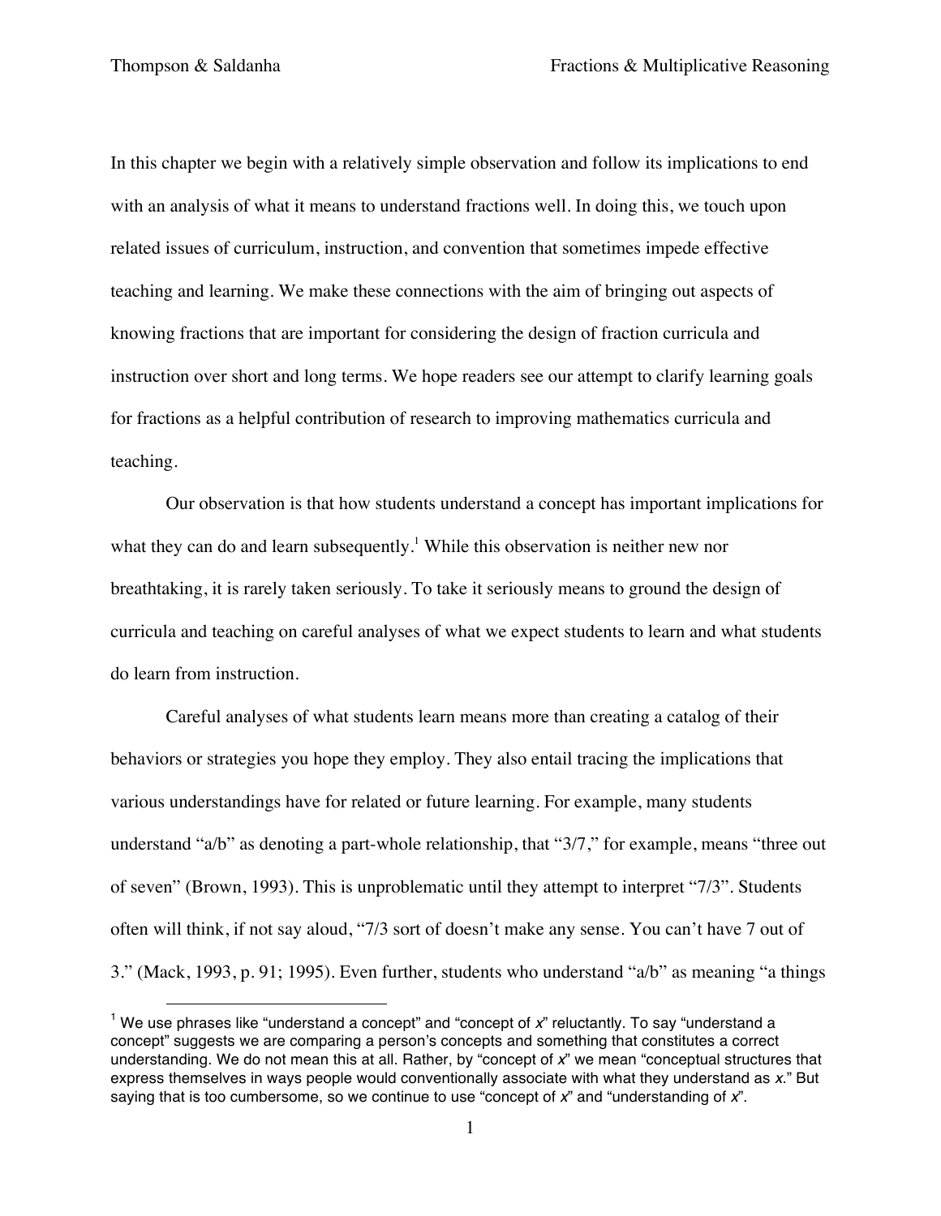In this chapter we begin with a relatively simple observation and follow its implications to end with an analysis of what it means to understand fractions well. In doing this, we touch upon related issues of curriculum, instruction, and convention that sometimes impede effective teaching and learning. We make these connections with the aim of bringing out aspects of knowing fractions that are important for considering the design of fraction curricula and instruction over short and long terms. We hope readers see our attempt to clarify learning goals for fractions as a helpful contribution of research to improving mathematics curricula and teaching.

Our observation is that how students understand a concept has important implications for what they can do and learn subsequently.[1] While this observation is neither new nor breathtaking, it is rarely taken seriously. To take it seriously means to ground the design of curricula and teaching on careful analyses of what we expect students to learn and what students do learn from instruction.

Careful analyses of what students learn means more than creating a catalog of their behaviors or strategies you hope they employ. They also entail tracing the implications that various understandings have for related or future learning. For example, many students understand "a/b" as denoting a part-whole relationship, that "3/7," for example, means "three out of seven" (Brown, 1993). This is unproblematic until they attempt to interpret "7/3". Students often will think, if not say aloud, "7/3 sort of doesn't make any sense. You can't have 7 out of 3." (Mack, 1993, p. 91; 1995). Even further, students who understand "a/b" as meaning "a things

[1] We use phrases like "understand a concept" and "concept of *x*" reluctantly. To say "understand a concept" suggests we are comparing a person's concepts and something that constitutes a correct understanding. We do not mean this at all. Rather, by "concept of *x*" we mean "conceptual structures that express themselves in ways people would conventionally associate with what they understand as *x*." But saying that is too cumbersome, so we continue to use "concept of *x*" and "understanding of *x*".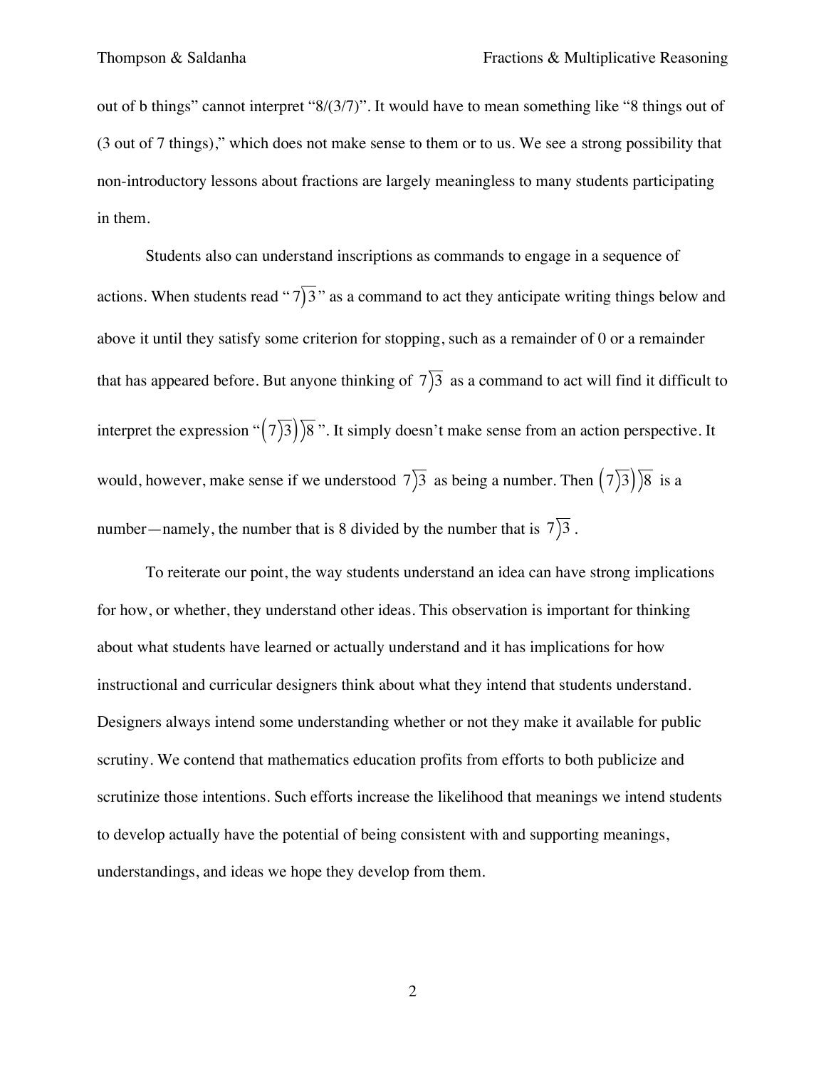out of b things" cannot interpret "8/(3/7)". It would have to mean something like "8 things out of (3 out of 7 things)," which does not make sense to them or to us. We see a strong possibility that non-introductory lessons about fractions are largely meaningless to many students participating in them.

Students also can understand inscriptions as commands to engage in a sequence of actions. When students read "$7\overline{)3}$" as a command to act they anticipate writing things below and above it until they satisfy some criterion for stopping, such as a remainder of 0 or a remainder that has appeared before. But anyone thinking of $7\overline{)3}$ as a command to act will find it difficult to interpret the expression "$\left(7\overline{)3}\right)\overline{)8}$". It simply doesn't make sense from an action perspective. It would, however, make sense if we understood $7\overline{)3}$ as being a number. Then $\left(7\overline{)3}\right)\overline{)8}$ is a number—namely, the number that is 8 divided by the number that is $7\overline{)3}$.

To reiterate our point, the way students understand an idea can have strong implications for how, or whether, they understand other ideas. This observation is important for thinking about what students have learned or actually understand and it has implications for how instructional and curricular designers think about what they intend that students understand. Designers always intend some understanding whether or not they make it available for public scrutiny. We contend that mathematics education profits from efforts to both publicize and scrutinize those intentions. Such efforts increase the likelihood that meanings we intend students to develop actually have the potential of being consistent with and supporting meanings, understandings, and ideas we hope they develop from them.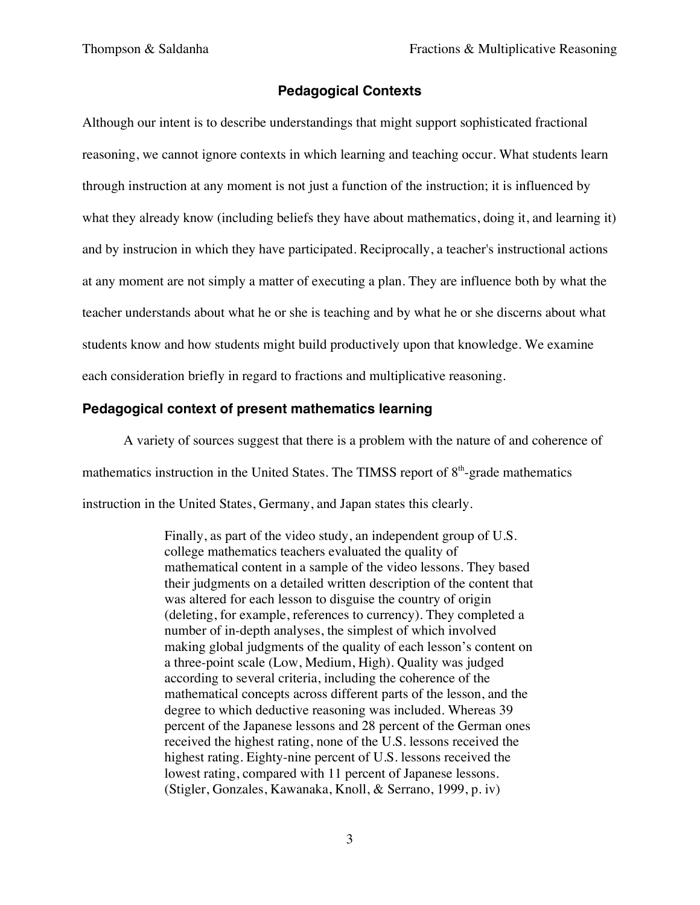## Pedagogical Contexts

Although our intent is to describe understandings that might support sophisticated fractional reasoning, we cannot ignore contexts in which learning and teaching occur. What students learn through instruction at any moment is not just a function of the instruction; it is influenced by what they already know (including beliefs they have about mathematics, doing it, and learning it) and by instrucion in which they have participated. Reciprocally, a teacher's instructional actions at any moment are not simply a matter of executing a plan. They are influence both by what the teacher understands about what he or she is teaching and by what he or she discerns about what students know and how students might build productively upon that knowledge. We examine each consideration briefly in regard to fractions and multiplicative reasoning.

### Pedagogical context of present mathematics learning

A variety of sources suggest that there is a problem with the nature of and coherence of mathematics instruction in the United States. The TIMSS report of 8th-grade mathematics instruction in the United States, Germany, and Japan states this clearly.

> Finally, as part of the video study, an independent group of U.S. college mathematics teachers evaluated the quality of mathematical content in a sample of the video lessons. They based their judgments on a detailed written description of the content that was altered for each lesson to disguise the country of origin (deleting, for example, references to currency). They completed a number of in-depth analyses, the simplest of which involved making global judgments of the quality of each lesson's content on a three-point scale (Low, Medium, High). Quality was judged according to several criteria, including the coherence of the mathematical concepts across different parts of the lesson, and the degree to which deductive reasoning was included. Whereas 39 percent of the Japanese lessons and 28 percent of the German ones received the highest rating, none of the U.S. lessons received the highest rating. Eighty-nine percent of U.S. lessons received the lowest rating, compared with 11 percent of Japanese lessons. (Stigler, Gonzales, Kawanaka, Knoll, & Serrano, 1999, p. iv)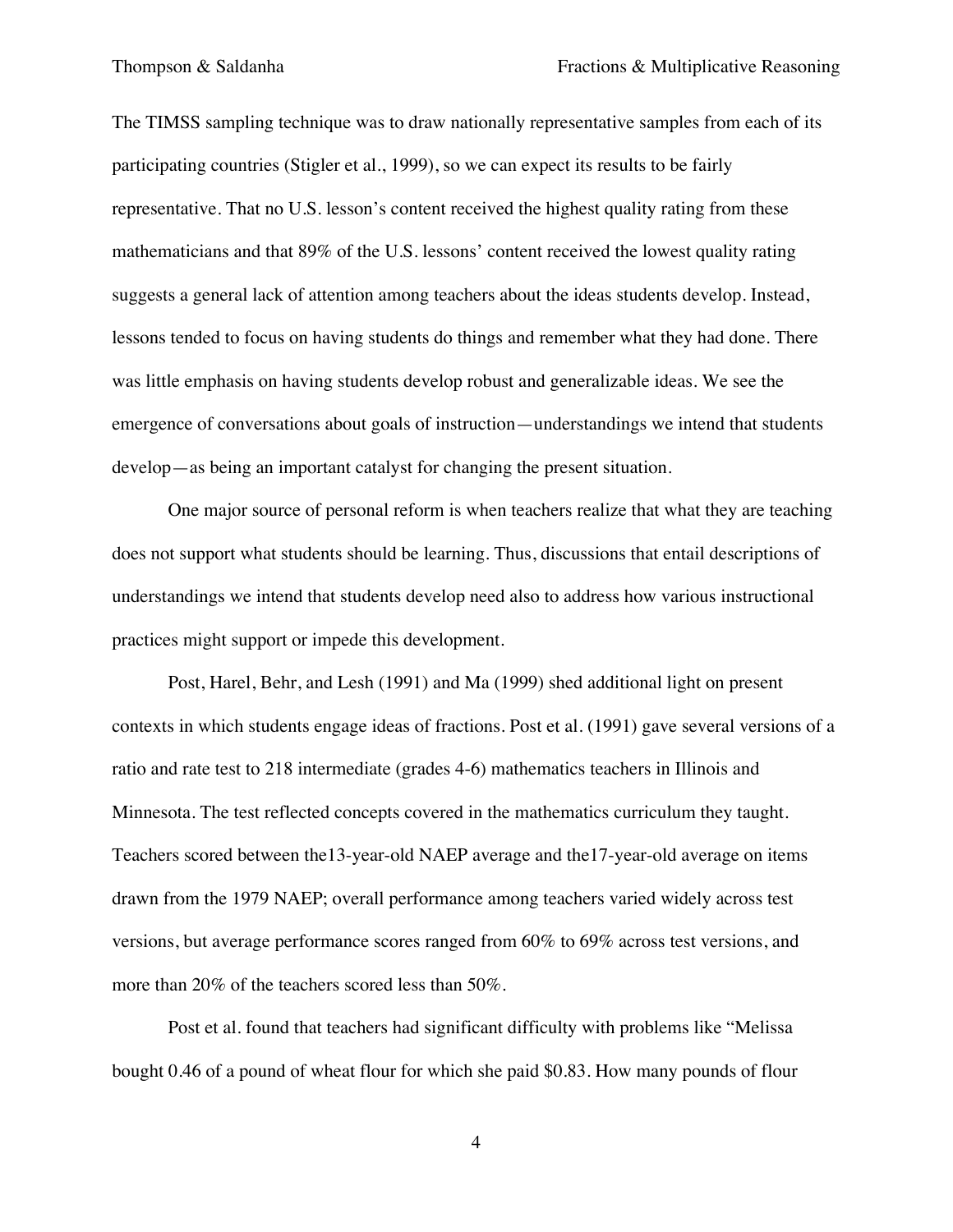The TIMSS sampling technique was to draw nationally representative samples from each of its participating countries (Stigler et al., 1999), so we can expect its results to be fairly representative. That no U.S. lesson's content received the highest quality rating from these mathematicians and that 89% of the U.S. lessons' content received the lowest quality rating suggests a general lack of attention among teachers about the ideas students develop. Instead, lessons tended to focus on having students do things and remember what they had done. There was little emphasis on having students develop robust and generalizable ideas. We see the emergence of conversations about goals of instruction—understandings we intend that students develop—as being an important catalyst for changing the present situation.

One major source of personal reform is when teachers realize that what they are teaching does not support what students should be learning. Thus, discussions that entail descriptions of understandings we intend that students develop need also to address how various instructional practices might support or impede this development.

Post, Harel, Behr, and Lesh (1991) and Ma (1999) shed additional light on present contexts in which students engage ideas of fractions. Post et al. (1991) gave several versions of a ratio and rate test to 218 intermediate (grades 4-6) mathematics teachers in Illinois and Minnesota. The test reflected concepts covered in the mathematics curriculum they taught. Teachers scored between the13-year-old NAEP average and the17-year-old average on items drawn from the 1979 NAEP; overall performance among teachers varied widely across test versions, but average performance scores ranged from 60% to 69% across test versions, and more than 20% of the teachers scored less than 50%.

Post et al. found that teachers had significant difficulty with problems like "Melissa bought 0.46 of a pound of wheat flour for which she paid $0.83. How many pounds of flour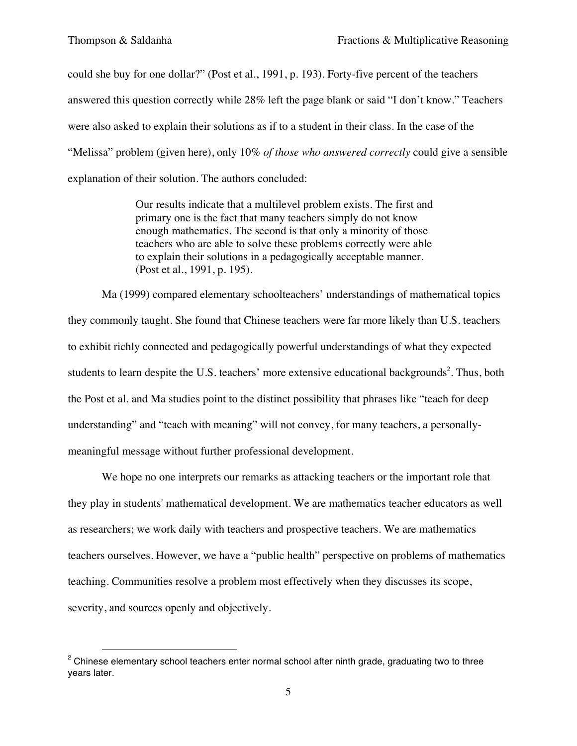could she buy for one dollar?" (Post et al., 1991, p. 193). Forty-five percent of the teachers answered this question correctly while 28% left the page blank or said "I don't know." Teachers were also asked to explain their solutions as if to a student in their class. In the case of the "Melissa" problem (given here), only 10% *of those who answered correctly* could give a sensible explanation of their solution. The authors concluded:

> Our results indicate that a multilevel problem exists. The first and primary one is the fact that many teachers simply do not know enough mathematics. The second is that only a minority of those teachers who are able to solve these problems correctly were able to explain their solutions in a pedagogically acceptable manner. (Post et al., 1991, p. 195).

Ma (1999) compared elementary schoolteachers' understandings of mathematical topics they commonly taught. She found that Chinese teachers were far more likely than U.S. teachers to exhibit richly connected and pedagogically powerful understandings of what they expected students to learn despite the U.S. teachers' more extensive educational backgrounds[2]. Thus, both the Post et al. and Ma studies point to the distinct possibility that phrases like "teach for deep understanding" and "teach with meaning" will not convey, for many teachers, a personally-meaningful message without further professional development.

We hope no one interprets our remarks as attacking teachers or the important role that they play in students' mathematical development. We are mathematics teacher educators as well as researchers; we work daily with teachers and prospective teachers. We are mathematics teachers ourselves. However, we have a "public health" perspective on problems of mathematics teaching. Communities resolve a problem most effectively when they discusses its scope, severity, and sources openly and objectively.

[2] Chinese elementary school teachers enter normal school after ninth grade, graduating two to three years later.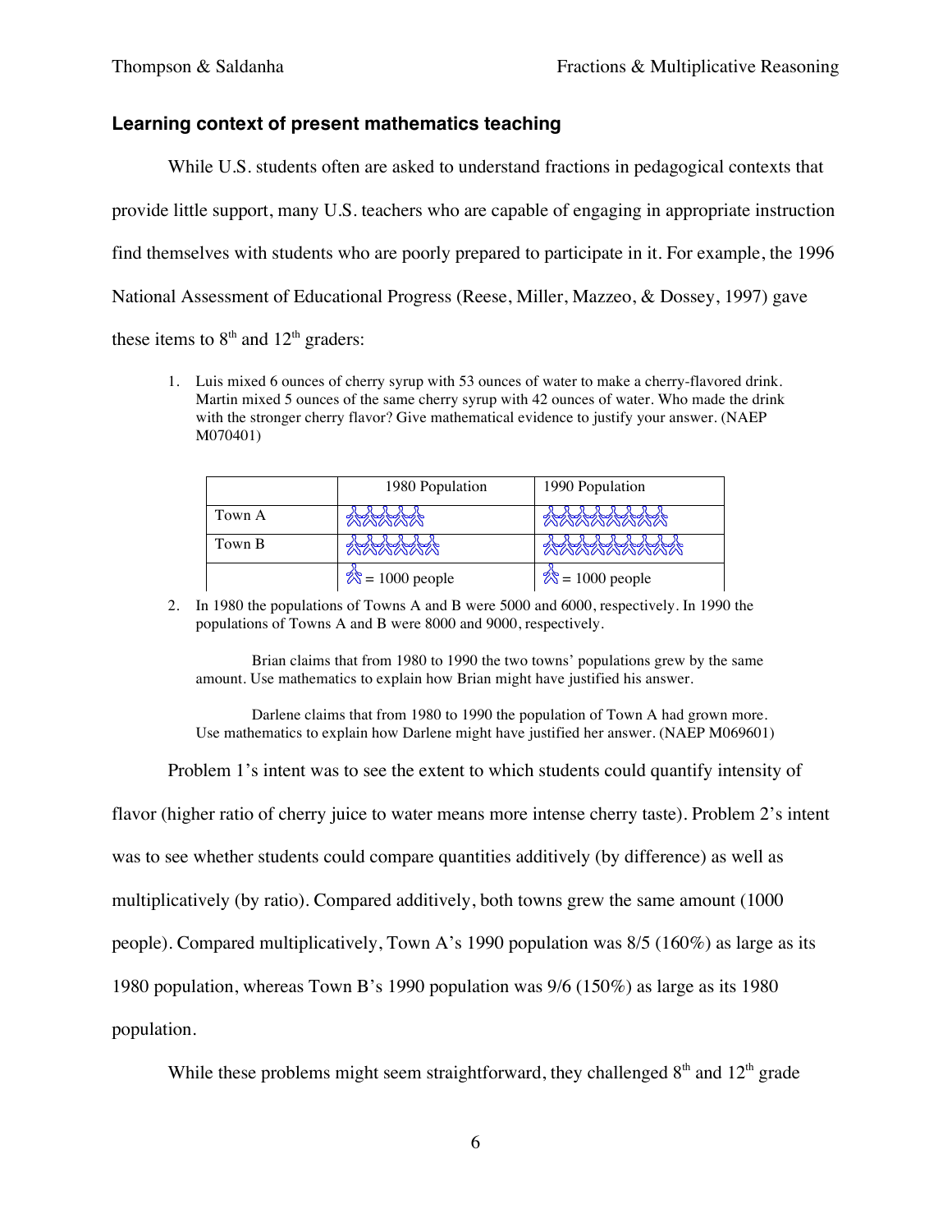## Learning context of present mathematics teaching

While U.S. students often are asked to understand fractions in pedagogical contexts that provide little support, many U.S. teachers who are capable of engaging in appropriate instruction find themselves with students who are poorly prepared to participate in it. For example, the 1996 National Assessment of Educational Progress (Reese, Miller, Mazzeo, & Dossey, 1997) gave these items to 8th and 12th graders:

1. Luis mixed 6 ounces of cherry syrup with 53 ounces of water to make a cherry-flavored drink. Martin mixed 5 ounces of the same cherry syrup with 42 ounces of water. Who made the drink with the stronger cherry flavor? Give mathematical evidence to justify your answer. (NAEP M070401)

| | 1980 Population | 1990 Population |
|---|---|---|
| Town A | 5 figures | 8 figures |
| Town B | 6 figures | 9 figures |
| | (figure) = 1000 people | (figure) = 1000 people |

2. In 1980 the populations of Towns A and B were 5000 and 6000, respectively. In 1990 the populations of Towns A and B were 8000 and 9000, respectively.

   Brian claims that from 1980 to 1990 the two towns' populations grew by the same amount. Use mathematics to explain how Brian might have justified his answer.

   Darlene claims that from 1980 to 1990 the population of Town A had grown more. Use mathematics to explain how Darlene might have justified her answer. (NAEP M069601)

Problem 1's intent was to see the extent to which students could quantify intensity of flavor (higher ratio of cherry juice to water means more intense cherry taste). Problem 2's intent was to see whether students could compare quantities additively (by difference) as well as multiplicatively (by ratio). Compared additively, both towns grew the same amount (1000 people). Compared multiplicatively, Town A's 1990 population was 8/5 (160%) as large as its 1980 population, whereas Town B's 1990 population was 9/6 (150%) as large as its 1980 population.

While these problems might seem straightforward, they challenged 8th and 12th grade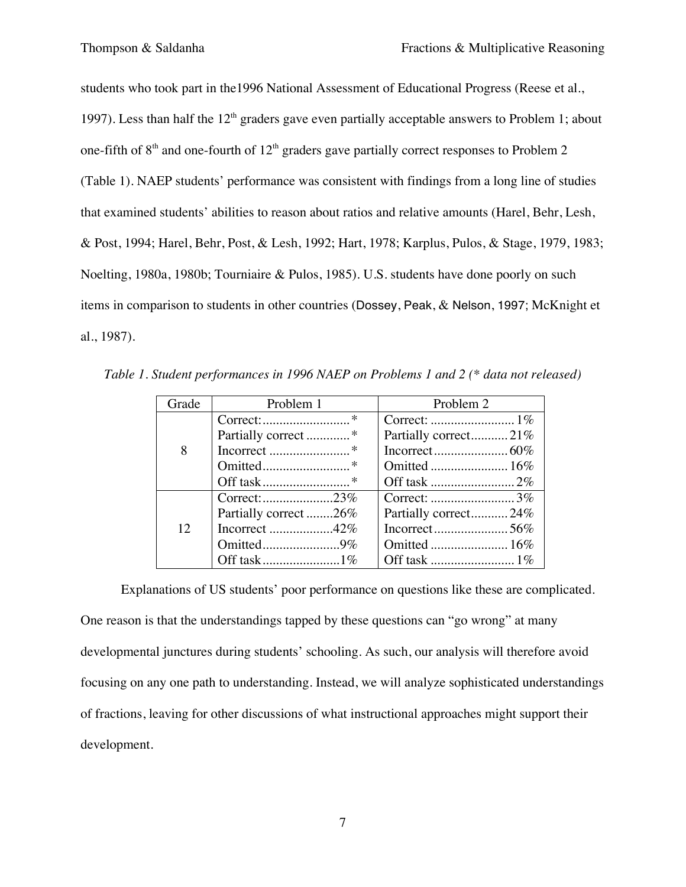students who took part in the1996 National Assessment of Educational Progress (Reese et al., 1997). Less than half the 12th graders gave even partially acceptable answers to Problem 1; about one-fifth of 8th and one-fourth of 12th graders gave partially correct responses to Problem 2 (Table 1). NAEP students' performance was consistent with findings from a long line of studies that examined students' abilities to reason about ratios and relative amounts (Harel, Behr, Lesh, & Post, 1994; Harel, Behr, Post, & Lesh, 1992; Hart, 1978; Karplus, Pulos, & Stage, 1979, 1983; Noelting, 1980a, 1980b; Tourniaire & Pulos, 1985). U.S. students have done poorly on such items in comparison to students in other countries (Dossey, Peak, & Nelson, 1997; McKnight et al., 1987).

*Table 1. Student performances in 1996 NAEP on Problems 1 and 2 (* data not released)*

| Grade | Problem 1 | Problem 2 |
|---|---|---|
| 8 | Correct: * | Correct: 1% |
| | Partially correct * | Partially correct 21% |
| | Incorrect * | Incorrect 60% |
| | Omitted * | Omitted 16% |
| | Off task * | Off task 2% |
| 12 | Correct: 23% | Correct: 3% |
| | Partially correct 26% | Partially correct 24% |
| | Incorrect 42% | Incorrect 56% |
| | Omitted 9% | Omitted 16% |
| | Off task 1% | Off task 1% |

Explanations of US students' poor performance on questions like these are complicated. One reason is that the understandings tapped by these questions can "go wrong" at many developmental junctures during students' schooling. As such, our analysis will therefore avoid focusing on any one path to understanding. Instead, we will analyze sophisticated understandings of fractions, leaving for other discussions of what instructional approaches might support their development.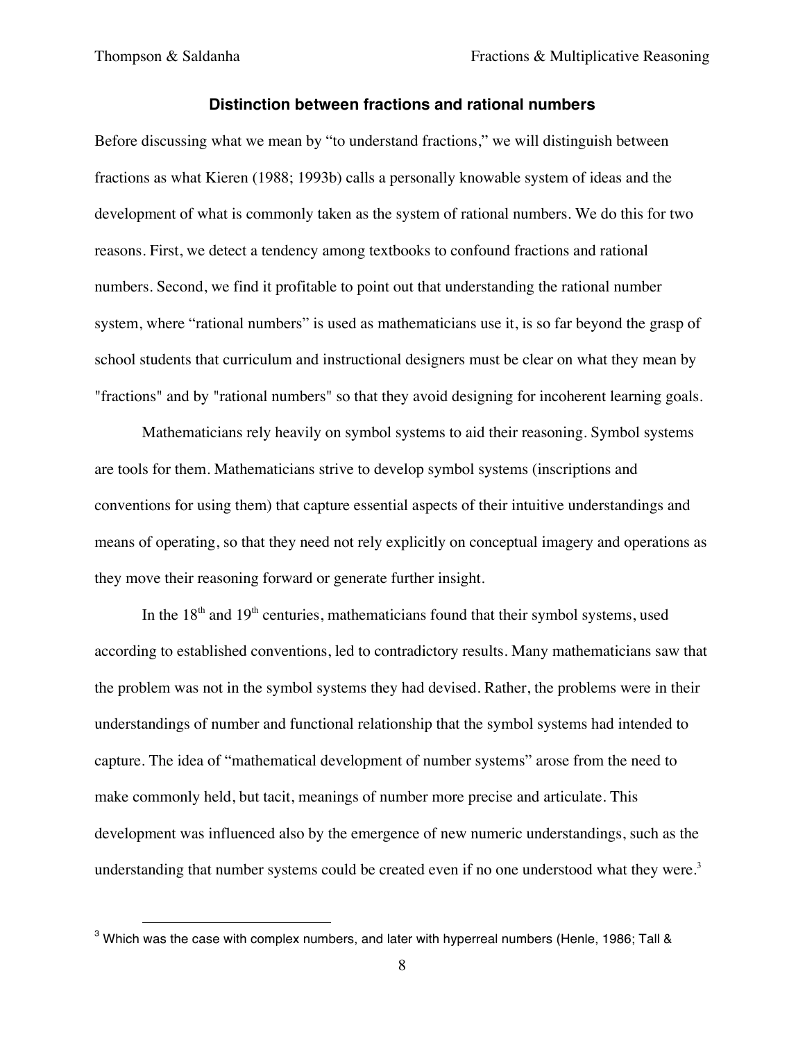### Distinction between fractions and rational numbers

Before discussing what we mean by "to understand fractions," we will distinguish between fractions as what Kieren (1988; 1993b) calls a personally knowable system of ideas and the development of what is commonly taken as the system of rational numbers. We do this for two reasons. First, we detect a tendency among textbooks to confound fractions and rational numbers. Second, we find it profitable to point out that understanding the rational number system, where "rational numbers" is used as mathematicians use it, is so far beyond the grasp of school students that curriculum and instructional designers must be clear on what they mean by "fractions" and by "rational numbers" so that they avoid designing for incoherent learning goals.

Mathematicians rely heavily on symbol systems to aid their reasoning. Symbol systems are tools for them. Mathematicians strive to develop symbol systems (inscriptions and conventions for using them) that capture essential aspects of their intuitive understandings and means of operating, so that they need not rely explicitly on conceptual imagery and operations as they move their reasoning forward or generate further insight.

In the 18th and 19th centuries, mathematicians found that their symbol systems, used according to established conventions, led to contradictory results. Many mathematicians saw that the problem was not in the symbol systems they had devised. Rather, the problems were in their understandings of number and functional relationship that the symbol systems had intended to capture. The idea of "mathematical development of number systems" arose from the need to make commonly held, but tacit, meanings of number more precise and articulate. This development was influenced also by the emergence of new numeric understandings, such as the understanding that number systems could be created even if no one understood what they were.[3]

---

[3] Which was the case with complex numbers, and later with hyperreal numbers (Henle, 1986; Tall &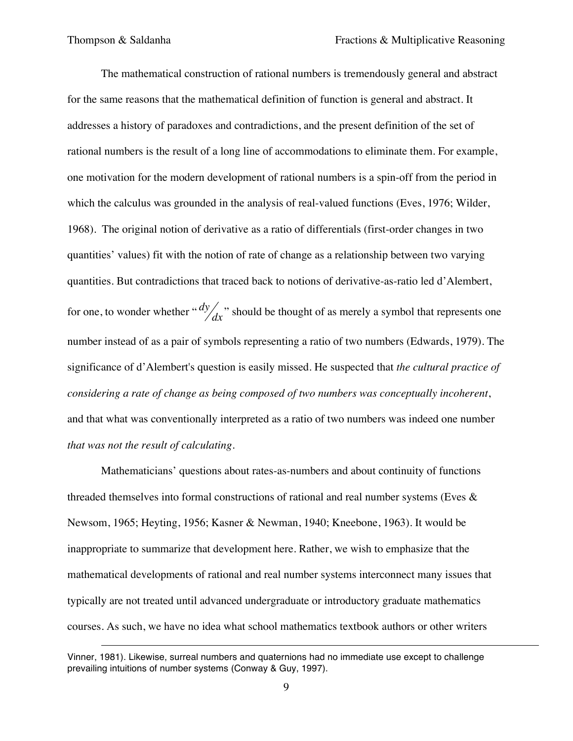The mathematical construction of rational numbers is tremendously general and abstract for the same reasons that the mathematical definition of function is general and abstract. It addresses a history of paradoxes and contradictions, and the present definition of the set of rational numbers is the result of a long line of accommodations to eliminate them. For example, one motivation for the modern development of rational numbers is a spin-off from the period in which the calculus was grounded in the analysis of real-valued functions (Eves, 1976; Wilder, 1968). The original notion of derivative as a ratio of differentials (first-order changes in two quantities' values) fit with the notion of rate of change as a relationship between two varying quantities. But contradictions that traced back to notions of derivative-as-ratio led d'Alembert, for one, to wonder whether "$dy/dx$" should be thought of as merely a symbol that represents one number instead of as a pair of symbols representing a ratio of two numbers (Edwards, 1979). The significance of d'Alembert's question is easily missed. He suspected that *the cultural practice of considering a rate of change as being composed of two numbers was conceptually incoherent*, and that what was conventionally interpreted as a ratio of two numbers was indeed one number *that was not the result of calculating*.

Mathematicians' questions about rates-as-numbers and about continuity of functions threaded themselves into formal constructions of rational and real number systems (Eves & Newsom, 1965; Heyting, 1956; Kasner & Newman, 1940; Kneebone, 1963). It would be inappropriate to summarize that development here. Rather, we wish to emphasize that the mathematical developments of rational and real number systems interconnect many issues that typically are not treated until advanced undergraduate or introductory graduate mathematics courses. As such, we have no idea what school mathematics textbook authors or other writers

---

Vinner, 1981). Likewise, surreal numbers and quaternions had no immediate use except to challenge prevailing intuitions of number systems (Conway & Guy, 1997).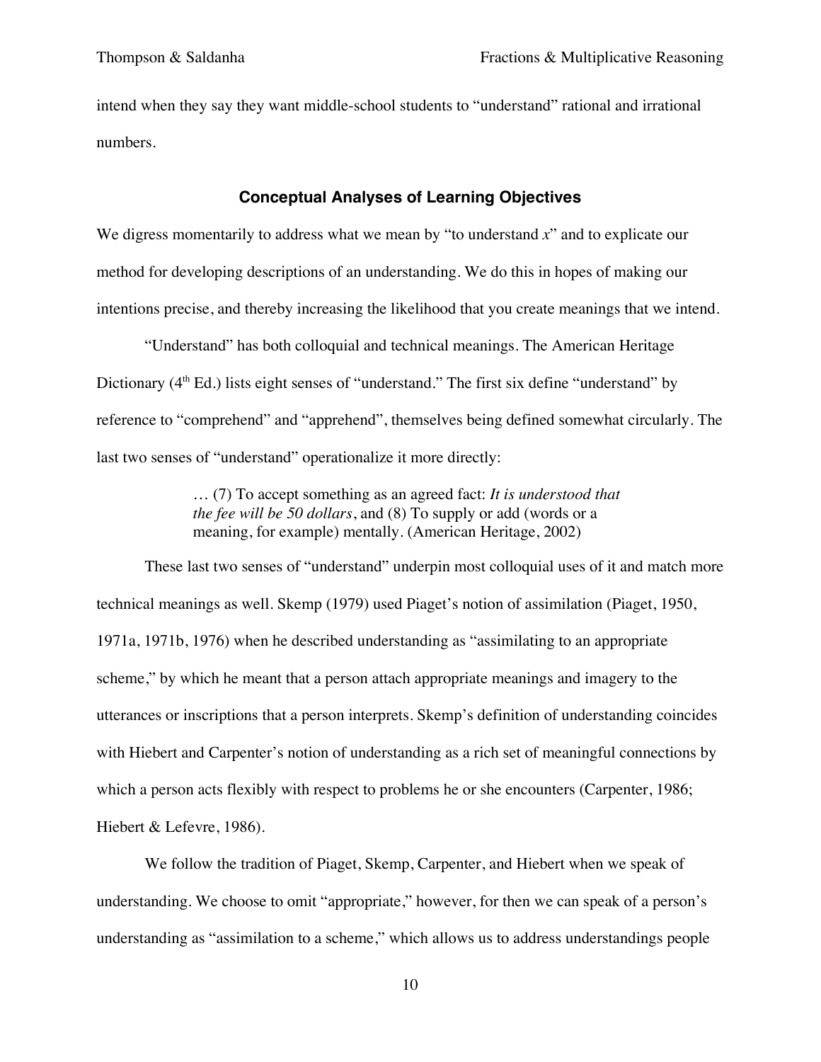intend when they say they want middle-school students to "understand" rational and irrational numbers.

## Conceptual Analyses of Learning Objectives

We digress momentarily to address what we mean by "to understand *x*" and to explicate our method for developing descriptions of an understanding. We do this in hopes of making our intentions precise, and thereby increasing the likelihood that you create meanings that we intend.

"Understand" has both colloquial and technical meanings. The American Heritage Dictionary (4th Ed.) lists eight senses of "understand." The first six define "understand" by reference to "comprehend" and "apprehend", themselves being defined somewhat circularly. The last two senses of "understand" operationalize it more directly:

> … (7) To accept something as an agreed fact: *It is understood that the fee will be 50 dollars*, and (8) To supply or add (words or a meaning, for example) mentally. (American Heritage, 2002)

These last two senses of "understand" underpin most colloquial uses of it and match more technical meanings as well. Skemp (1979) used Piaget's notion of assimilation (Piaget, 1950, 1971a, 1971b, 1976) when he described understanding as "assimilating to an appropriate scheme," by which he meant that a person attach appropriate meanings and imagery to the utterances or inscriptions that a person interprets. Skemp's definition of understanding coincides with Hiebert and Carpenter's notion of understanding as a rich set of meaningful connections by which a person acts flexibly with respect to problems he or she encounters (Carpenter, 1986; Hiebert & Lefevre, 1986).

We follow the tradition of Piaget, Skemp, Carpenter, and Hiebert when we speak of understanding. We choose to omit "appropriate," however, for then we can speak of a person's understanding as "assimilation to a scheme," which allows us to address understandings people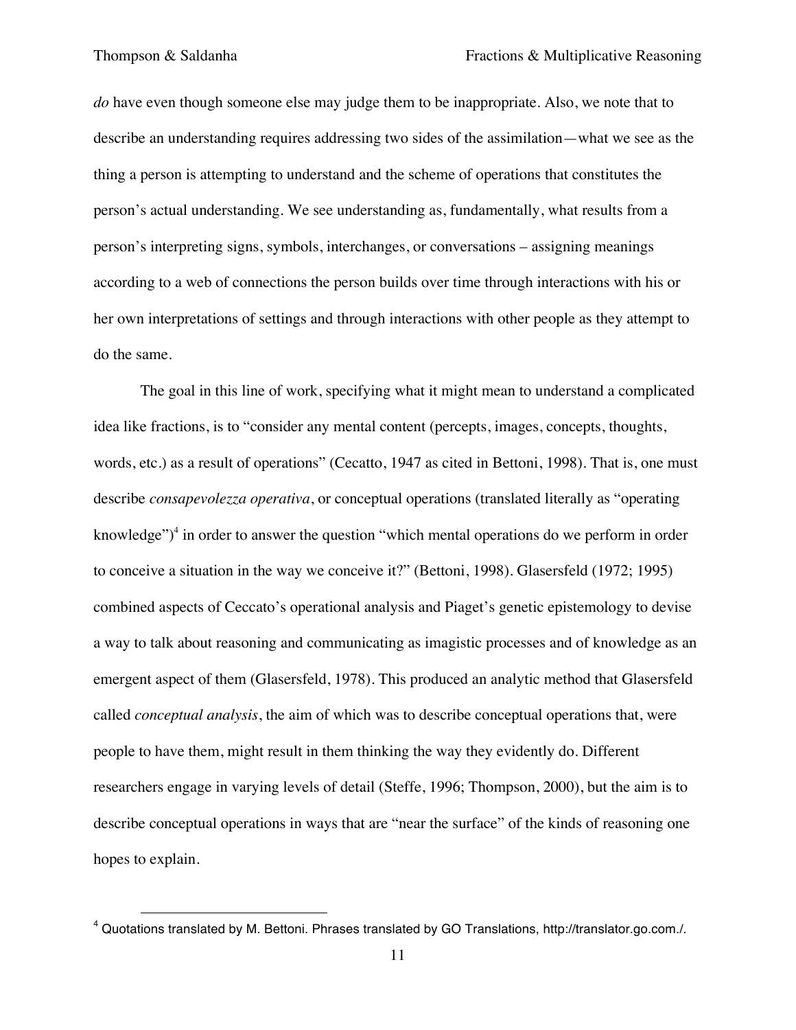*do* have even though someone else may judge them to be inappropriate. Also, we note that to describe an understanding requires addressing two sides of the assimilation—what we see as the thing a person is attempting to understand and the scheme of operations that constitutes the person's actual understanding. We see understanding as, fundamentally, what results from a person's interpreting signs, symbols, interchanges, or conversations – assigning meanings according to a web of connections the person builds over time through interactions with his or her own interpretations of settings and through interactions with other people as they attempt to do the same.

The goal in this line of work, specifying what it might mean to understand a complicated idea like fractions, is to "consider any mental content (percepts, images, concepts, thoughts, words, etc.) as a result of operations" (Cecatto, 1947 as cited in Bettoni, 1998). That is, one must describe *consapevolezza operativa*, or conceptual operations (translated literally as "operating knowledge")[4] in order to answer the question "which mental operations do we perform in order to conceive a situation in the way we conceive it?" (Bettoni, 1998). Glasersfeld (1972; 1995) combined aspects of Ceccato's operational analysis and Piaget's genetic epistemology to devise a way to talk about reasoning and communicating as imagistic processes and of knowledge as an emergent aspect of them (Glasersfeld, 1978). This produced an analytic method that Glasersfeld called *conceptual analysis*, the aim of which was to describe conceptual operations that, were people to have them, might result in them thinking the way they evidently do. Different researchers engage in varying levels of detail (Steffe, 1996; Thompson, 2000), but the aim is to describe conceptual operations in ways that are "near the surface" of the kinds of reasoning one hopes to explain.

[4] Quotations translated by M. Bettoni. Phrases translated by GO Translations, http://translator.go.com./.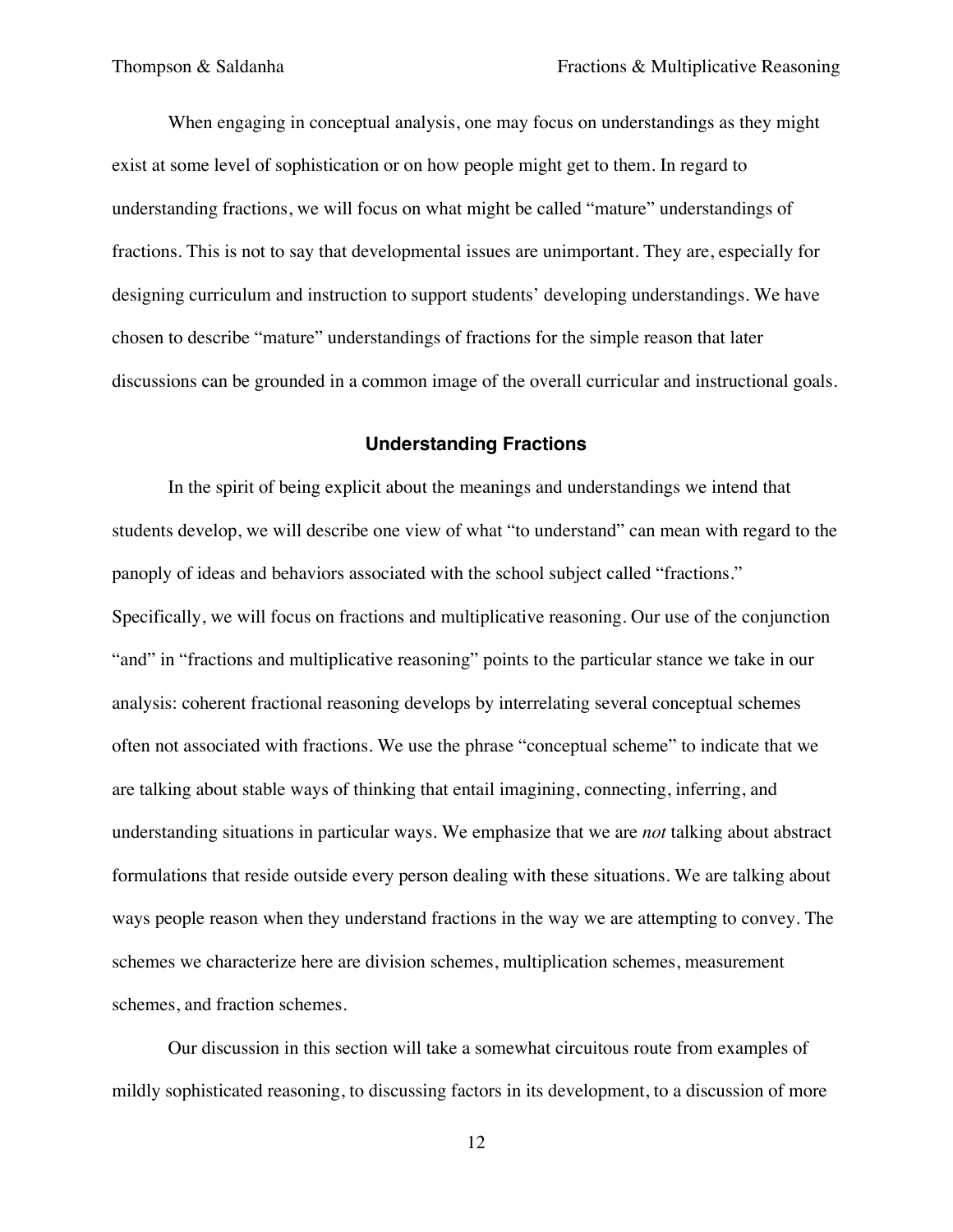When engaging in conceptual analysis, one may focus on understandings as they might exist at some level of sophistication or on how people might get to them. In regard to understanding fractions, we will focus on what might be called "mature" understandings of fractions. This is not to say that developmental issues are unimportant. They are, especially for designing curriculum and instruction to support students' developing understandings. We have chosen to describe "mature" understandings of fractions for the simple reason that later discussions can be grounded in a common image of the overall curricular and instructional goals.

## Understanding Fractions

In the spirit of being explicit about the meanings and understandings we intend that students develop, we will describe one view of what "to understand" can mean with regard to the panoply of ideas and behaviors associated with the school subject called "fractions." Specifically, we will focus on fractions and multiplicative reasoning. Our use of the conjunction "and" in "fractions and multiplicative reasoning" points to the particular stance we take in our analysis: coherent fractional reasoning develops by interrelating several conceptual schemes often not associated with fractions. We use the phrase "conceptual scheme" to indicate that we are talking about stable ways of thinking that entail imagining, connecting, inferring, and understanding situations in particular ways. We emphasize that we are *not* talking about abstract formulations that reside outside every person dealing with these situations. We are talking about ways people reason when they understand fractions in the way we are attempting to convey. The schemes we characterize here are division schemes, multiplication schemes, measurement schemes, and fraction schemes.

Our discussion in this section will take a somewhat circuitous route from examples of mildly sophisticated reasoning, to discussing factors in its development, to a discussion of more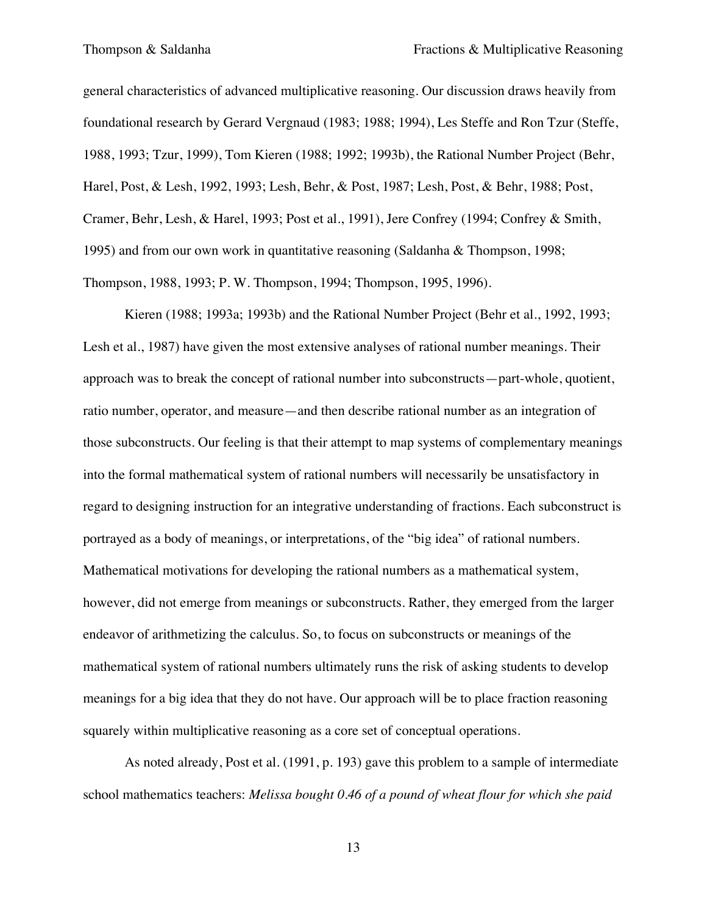general characteristics of advanced multiplicative reasoning. Our discussion draws heavily from foundational research by Gerard Vergnaud (1983; 1988; 1994), Les Steffe and Ron Tzur (Steffe, 1988, 1993; Tzur, 1999), Tom Kieren (1988; 1992; 1993b), the Rational Number Project (Behr, Harel, Post, & Lesh, 1992, 1993; Lesh, Behr, & Post, 1987; Lesh, Post, & Behr, 1988; Post, Cramer, Behr, Lesh, & Harel, 1993; Post et al., 1991), Jere Confrey (1994; Confrey & Smith, 1995) and from our own work in quantitative reasoning (Saldanha & Thompson, 1998; Thompson, 1988, 1993; P. W. Thompson, 1994; Thompson, 1995, 1996).

Kieren (1988; 1993a; 1993b) and the Rational Number Project (Behr et al., 1992, 1993; Lesh et al., 1987) have given the most extensive analyses of rational number meanings. Their approach was to break the concept of rational number into subconstructs—part-whole, quotient, ratio number, operator, and measure—and then describe rational number as an integration of those subconstructs. Our feeling is that their attempt to map systems of complementary meanings into the formal mathematical system of rational numbers will necessarily be unsatisfactory in regard to designing instruction for an integrative understanding of fractions. Each subconstruct is portrayed as a body of meanings, or interpretations, of the "big idea" of rational numbers. Mathematical motivations for developing the rational numbers as a mathematical system, however, did not emerge from meanings or subconstructs. Rather, they emerged from the larger endeavor of arithmetizing the calculus. So, to focus on subconstructs or meanings of the mathematical system of rational numbers ultimately runs the risk of asking students to develop meanings for a big idea that they do not have. Our approach will be to place fraction reasoning squarely within multiplicative reasoning as a core set of conceptual operations.

As noted already, Post et al. (1991, p. 193) gave this problem to a sample of intermediate school mathematics teachers: *Melissa bought 0.46 of a pound of wheat flour for which she paid*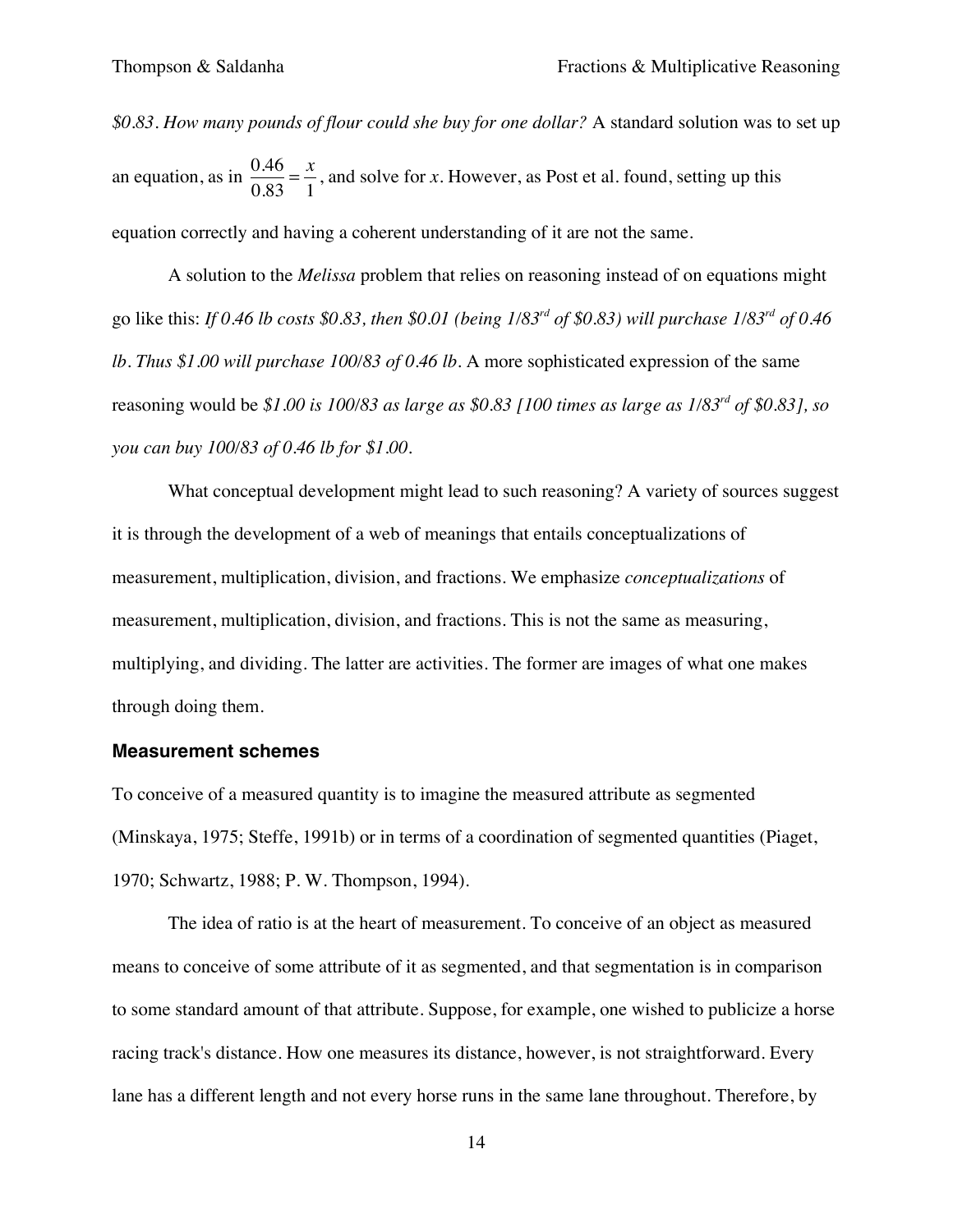*$0.83. How many pounds of flour could she buy for one dollar?* A standard solution was to set up an equation, as in $\frac{0.46}{0.83} = \frac{x}{1}$, and solve for *x*. However, as Post et al. found, setting up this equation correctly and having a coherent understanding of it are not the same.

A solution to the *Melissa* problem that relies on reasoning instead of on equations might go like this: *If 0.46 lb costs $0.83, then $0.01 (being 1/83rd of $0.83) will purchase 1/83rd of 0.46 lb. Thus $1.00 will purchase 100/83 of 0.46 lb.* A more sophisticated expression of the same reasoning would be *$1.00 is 100/83 as large as $0.83 [100 times as large as 1/83rd of $0.83], so you can buy 100/83 of 0.46 lb for $1.00.*

What conceptual development might lead to such reasoning? A variety of sources suggest it is through the development of a web of meanings that entails conceptualizations of measurement, multiplication, division, and fractions. We emphasize *conceptualizations* of measurement, multiplication, division, and fractions. This is not the same as measuring, multiplying, and dividing. The latter are activities. The former are images of what one makes through doing them.

### Measurement schemes

To conceive of a measured quantity is to imagine the measured attribute as segmented (Minskaya, 1975; Steffe, 1991b) or in terms of a coordination of segmented quantities (Piaget, 1970; Schwartz, 1988; P. W. Thompson, 1994).

The idea of ratio is at the heart of measurement. To conceive of an object as measured means to conceive of some attribute of it as segmented, and that segmentation is in comparison to some standard amount of that attribute. Suppose, for example, one wished to publicize a horse racing track's distance. How one measures its distance, however, is not straightforward. Every lane has a different length and not every horse runs in the same lane throughout. Therefore, by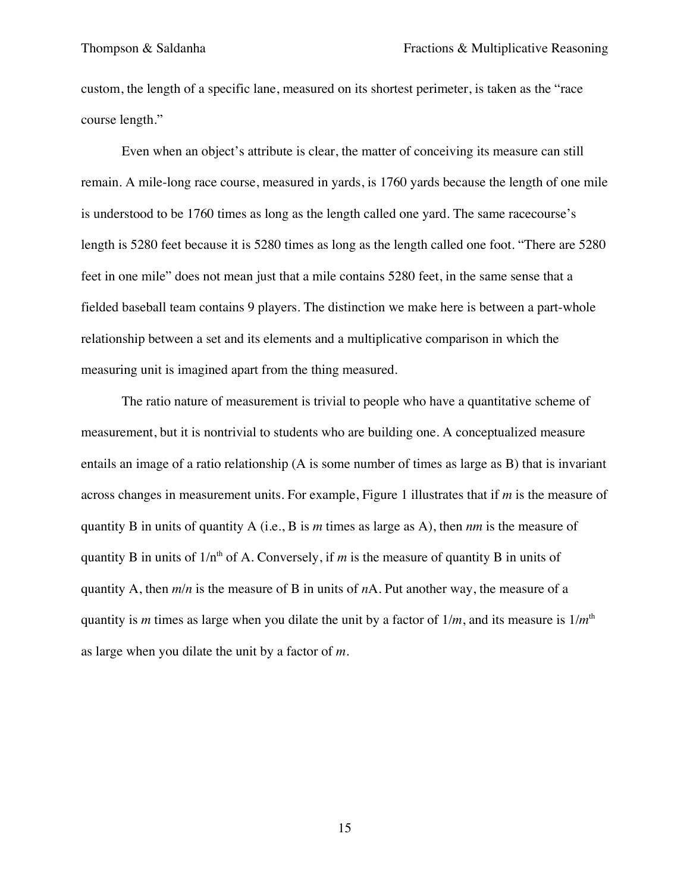custom, the length of a specific lane, measured on its shortest perimeter, is taken as the "race course length."

Even when an object's attribute is clear, the matter of conceiving its measure can still remain. A mile-long race course, measured in yards, is 1760 yards because the length of one mile is understood to be 1760 times as long as the length called one yard. The same racecourse's length is 5280 feet because it is 5280 times as long as the length called one foot. "There are 5280 feet in one mile" does not mean just that a mile contains 5280 feet, in the same sense that a fielded baseball team contains 9 players. The distinction we make here is between a part-whole relationship between a set and its elements and a multiplicative comparison in which the measuring unit is imagined apart from the thing measured.

The ratio nature of measurement is trivial to people who have a quantitative scheme of measurement, but it is nontrivial to students who are building one. A conceptualized measure entails an image of a ratio relationship (A is some number of times as large as B) that is invariant across changes in measurement units. For example, Figure 1 illustrates that if $m$ is the measure of quantity B in units of quantity A (i.e., B is $m$ times as large as A), then $nm$ is the measure of quantity B in units of $1/n^{th}$ of A. Conversely, if $m$ is the measure of quantity B in units of quantity A, then $m/n$ is the measure of B in units of $n$A. Put another way, the measure of a quantity is $m$ times as large when you dilate the unit by a factor of $1/m$, and its measure is $1/m^{th}$ as large when you dilate the unit by a factor of $m$.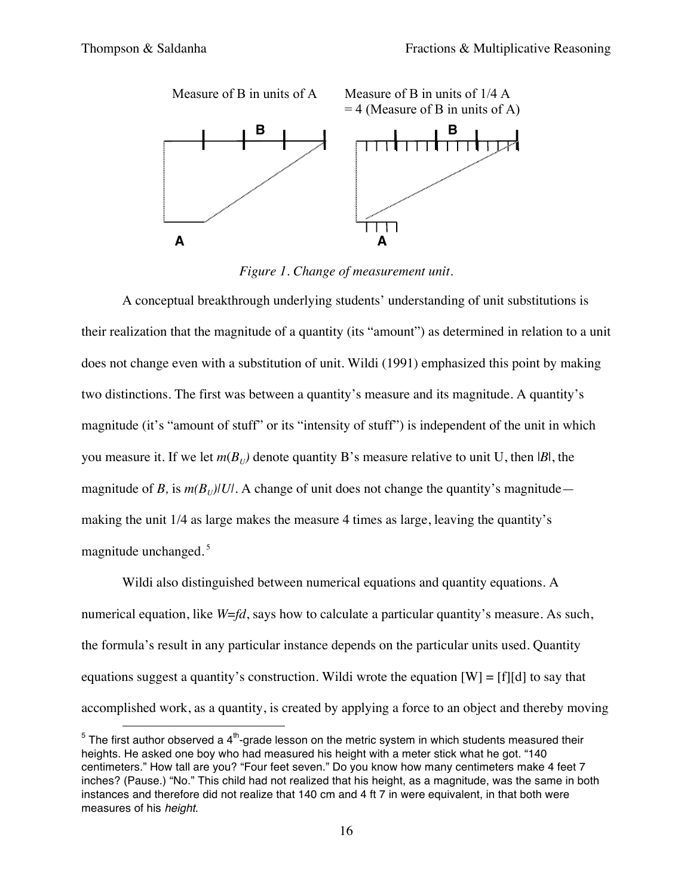Measure of B in units of A

Measure of B in units of 1/4 A = 4 (Measure of B in units of A)

*Figure 1. Change of measurement unit.*

A conceptual breakthrough underlying students' understanding of unit substitutions is their realization that the magnitude of a quantity (its "amount") as determined in relation to a unit does not change even with a substitution of unit. Wildi (1991) emphasized this point by making two distinctions. The first was between a quantity's measure and its magnitude. A quantity's magnitude (it's "amount of stuff" or its "intensity of stuff") is independent of the unit in which you measure it. If we let $m(B_U)$ denote quantity B's measure relative to unit U, then $|B|$, the magnitude of $B$, is $m(B_U)|U|$. A change of unit does not change the quantity's magnitude—making the unit 1/4 as large makes the measure 4 times as large, leaving the quantity's magnitude unchanged.[5]

Wildi also distinguished between numerical equations and quantity equations. A numerical equation, like $W=fd$, says how to calculate a particular quantity's measure. As such, the formula's result in any particular instance depends on the particular units used. Quantity equations suggest a quantity's construction. Wildi wrote the equation [W] = [f][d] to say that accomplished work, as a quantity, is created by applying a force to an object and thereby moving

[5] The first author observed a 4th-grade lesson on the metric system in which students measured their heights. He asked one boy who had measured his height with a meter stick what he got. "140 centimeters." How tall are you? "Four feet seven." Do you know how many centimeters make 4 feet 7 inches? (Pause.) "No." This child had not realized that his height, as a magnitude, was the same in both instances and therefore did not realize that 140 cm and 4 ft 7 in were equivalent, in that both were measures of his *height*.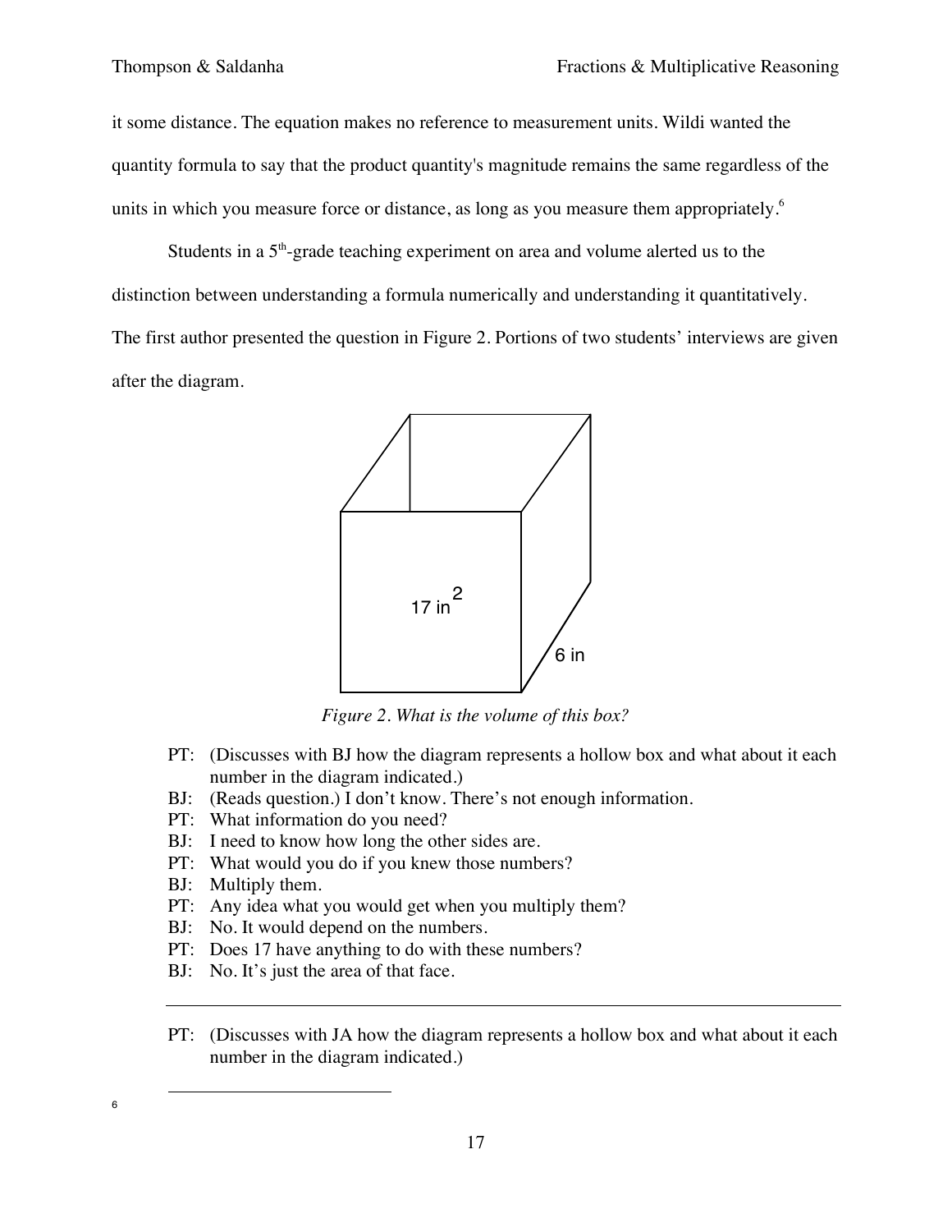it some distance. The equation makes no reference to measurement units. Wildi wanted the quantity formula to say that the product quantity's magnitude remains the same regardless of the units in which you measure force or distance, as long as you measure them appropriately.[6]

Students in a 5th-grade teaching experiment on area and volume alerted us to the distinction between understanding a formula numerically and understanding it quantitatively. The first author presented the question in Figure 2. Portions of two students' interviews are given after the diagram.

*Figure 2. What is the volume of this box?*

PT: (Discusses with BJ how the diagram represents a hollow box and what about it each number in the diagram indicated.)
BJ: (Reads question.) I don't know. There's not enough information.
PT: What information do you need?
BJ: I need to know how long the other sides are.
PT: What would you do if you knew those numbers?
BJ: Multiply them.
PT: Any idea what you would get when you multiply them?
BJ: No. It would depend on the numbers.
PT: Does 17 have anything to do with these numbers?
BJ: No. It's just the area of that face.

---

PT: (Discusses with JA how the diagram represents a hollow box and what about it each number in the diagram indicated.)

---

[6]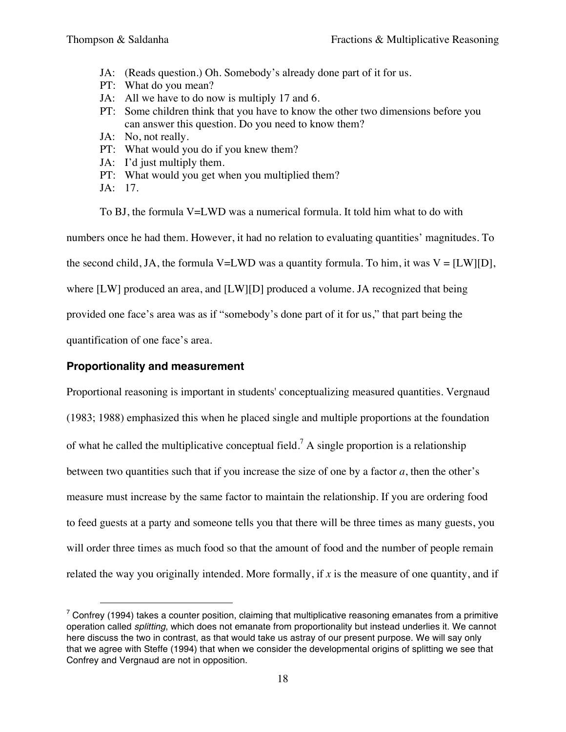JA: (Reads question.) Oh. Somebody's already done part of it for us.
PT: What do you mean?
JA: All we have to do now is multiply 17 and 6.
PT: Some children think that you have to know the other two dimensions before you can answer this question. Do you need to know them?
JA: No, not really.
PT: What would you do if you knew them?
JA: I'd just multiply them.
PT: What would you get when you multiplied them?
JA: 17.

To BJ, the formula V=LWD was a numerical formula. It told him what to do with numbers once he had them. However, it had no relation to evaluating quantities' magnitudes. To the second child, JA, the formula V=LWD was a quantity formula. To him, it was V = [LW][D], where [LW] produced an area, and [LW][D] produced a volume. JA recognized that being provided one face's area was as if "somebody's done part of it for us," that part being the quantification of one face's area.

### Proportionality and measurement

Proportional reasoning is important in students' conceptualizing measured quantities. Vergnaud (1983; 1988) emphasized this when he placed single and multiple proportions at the foundation of what he called the multiplicative conceptual field.[7] A single proportion is a relationship between two quantities such that if you increase the size of one by a factor $a$, then the other's measure must increase by the same factor to maintain the relationship. If you are ordering food to feed guests at a party and someone tells you that there will be three times as many guests, you will order three times as much food so that the amount of food and the number of people remain related the way you originally intended. More formally, if $x$ is the measure of one quantity, and if

[7] Confrey (1994) takes a counter position, claiming that multiplicative reasoning emanates from a primitive operation called *splitting*, which does not emanate from proportionality but instead underlies it. We cannot here discuss the two in contrast, as that would take us astray of our present purpose. We will say only that we agree with Steffe (1994) that when we consider the developmental origins of splitting we see that Confrey and Vergnaud are not in opposition.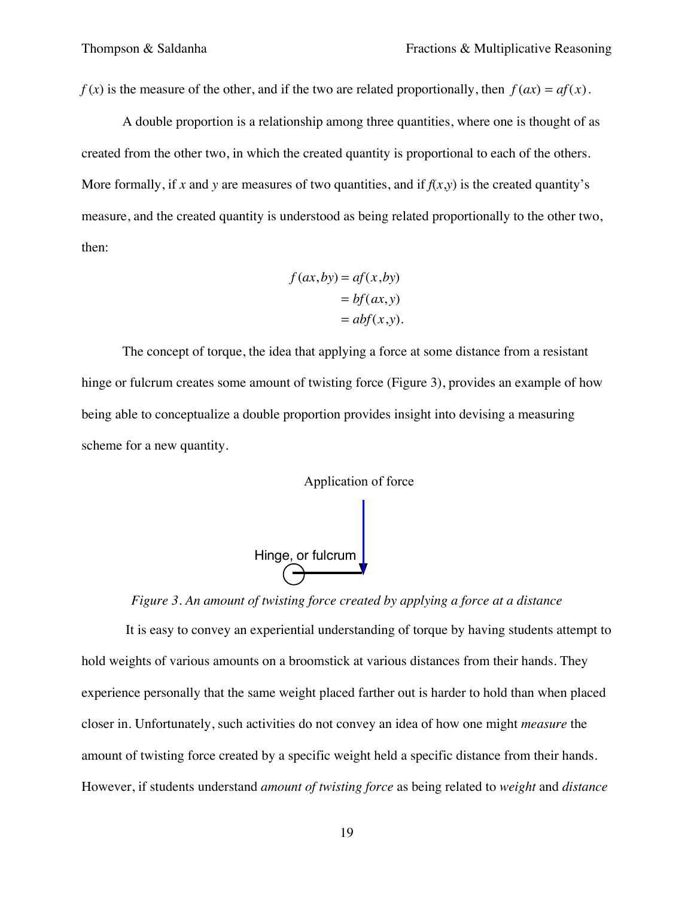$f(x)$ is the measure of the other, and if the two are related proportionally, then $f(ax) = af(x)$.

A double proportion is a relationship among three quantities, where one is thought of as created from the other two, in which the created quantity is proportional to each of the others. More formally, if $x$ and $y$ are measures of two quantities, and if $f(x,y)$ is the created quantity's measure, and the created quantity is understood as being related proportionally to the other two, then:

$$\begin{aligned} f(ax,by) &= af(x,by) \\ &= bf(ax,y) \\ &= abf(x,y). \end{aligned}$$

The concept of torque, the idea that applying a force at some distance from a resistant hinge or fulcrum creates some amount of twisting force (Figure 3), provides an example of how being able to conceptualize a double proportion provides insight into devising a measuring scheme for a new quantity.

Application of force

Hinge, or fulcrum

*Figure 3. An amount of twisting force created by applying a force at a distance*

It is easy to convey an experiential understanding of torque by having students attempt to hold weights of various amounts on a broomstick at various distances from their hands. They experience personally that the same weight placed farther out is harder to hold than when placed closer in. Unfortunately, such activities do not convey an idea of how one might *measure* the amount of twisting force created by a specific weight held a specific distance from their hands. However, if students understand *amount of twisting force* as being related to *weight* and *distance*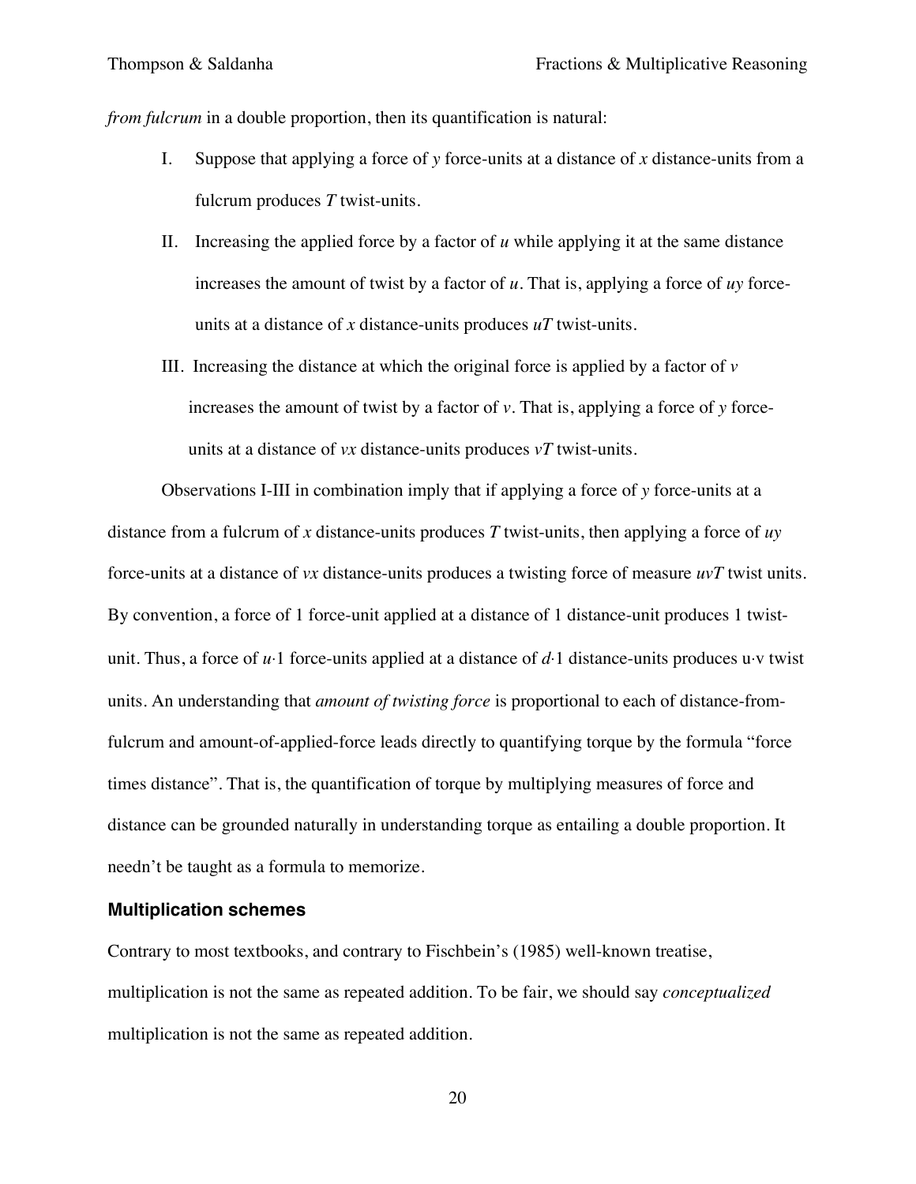*from fulcrum* in a double proportion, then its quantification is natural:

I. Suppose that applying a force of $y$ force-units at a distance of $x$ distance-units from a fulcrum produces $T$ twist-units.

II. Increasing the applied force by a factor of $u$ while applying it at the same distance increases the amount of twist by a factor of $u$. That is, applying a force of $uy$ force-units at a distance of $x$ distance-units produces $uT$ twist-units.

III. Increasing the distance at which the original force is applied by a factor of $v$ increases the amount of twist by a factor of $v$. That is, applying a force of $y$ force-units at a distance of $vx$ distance-units produces $vT$ twist-units.

Observations I-III in combination imply that if applying a force of $y$ force-units at a distance from a fulcrum of $x$ distance-units produces $T$ twist-units, then applying a force of $uy$ force-units at a distance of $vx$ distance-units produces a twisting force of measure $uvT$ twist units. By convention, a force of 1 force-unit applied at a distance of 1 distance-unit produces 1 twist-unit. Thus, a force of $u \cdot 1$ force-units applied at a distance of $d \cdot 1$ distance-units produces $u \cdot v$ twist units. An understanding that *amount of twisting force* is proportional to each of distance-from-fulcrum and amount-of-applied-force leads directly to quantifying torque by the formula "force times distance". That is, the quantification of torque by multiplying measures of force and distance can be grounded naturally in understanding torque as entailing a double proportion. It needn't be taught as a formula to memorize.

### Multiplication schemes

Contrary to most textbooks, and contrary to Fischbein's (1985) well-known treatise, multiplication is not the same as repeated addition. To be fair, we should say *conceptualized* multiplication is not the same as repeated addition.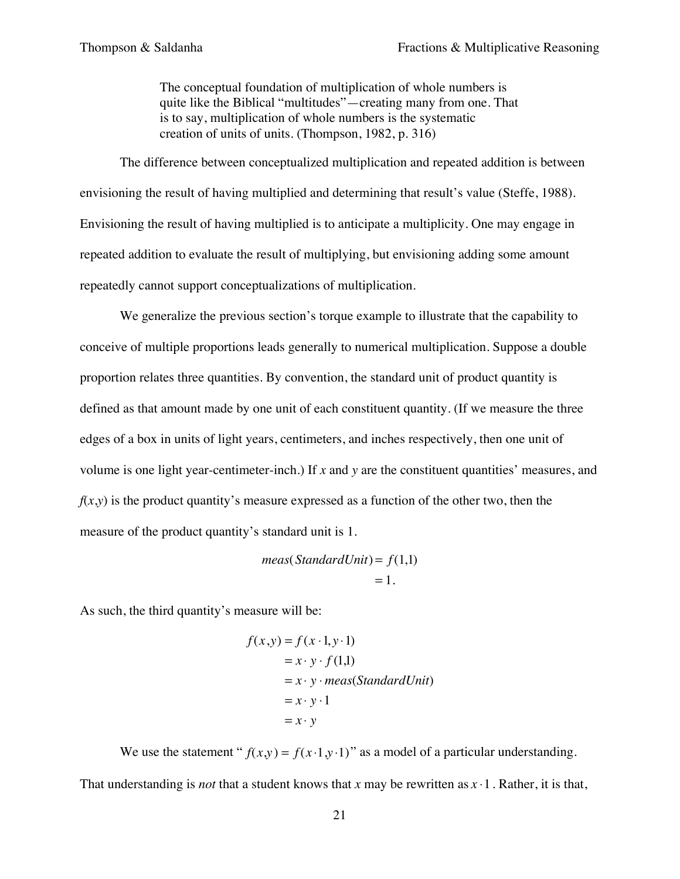> The conceptual foundation of multiplication of whole numbers is quite like the Biblical "multitudes"—creating many from one. That is to say, multiplication of whole numbers is the systematic creation of units of units. (Thompson, 1982, p. 316)

The difference between conceptualized multiplication and repeated addition is between envisioning the result of having multiplied and determining that result's value (Steffe, 1988). Envisioning the result of having multiplied is to anticipate a multiplicity. One may engage in repeated addition to evaluate the result of multiplying, but envisioning adding some amount repeatedly cannot support conceptualizations of multiplication.

We generalize the previous section's torque example to illustrate that the capability to conceive of multiple proportions leads generally to numerical multiplication. Suppose a double proportion relates three quantities. By convention, the standard unit of product quantity is defined as that amount made by one unit of each constituent quantity. (If we measure the three edges of a box in units of light years, centimeters, and inches respectively, then one unit of volume is one light year-centimeter-inch.) If $x$ and $y$ are the constituent quantities' measures, and $f(x,y)$ is the product quantity's measure expressed as a function of the other two, then the measure of the product quantity's standard unit is 1.

$$
\begin{aligned}
meas(StandardUnit) &= f(1,1) \\
&= 1.
\end{aligned}
$$

As such, the third quantity's measure will be:

$$
\begin{aligned}
f(x,y) &= f(x \cdot 1, y \cdot 1) \\
&= x \cdot y \cdot f(1,1) \\
&= x \cdot y \cdot meas(StandardUnit) \\
&= x \cdot y \cdot 1 \\
&= x \cdot y
\end{aligned}
$$

We use the statement "$f(x,y) = f(x \cdot 1, y \cdot 1)$" as a model of a particular understanding. That understanding is *not* that a student knows that $x$ may be rewritten as $x \cdot 1$. Rather, it is that,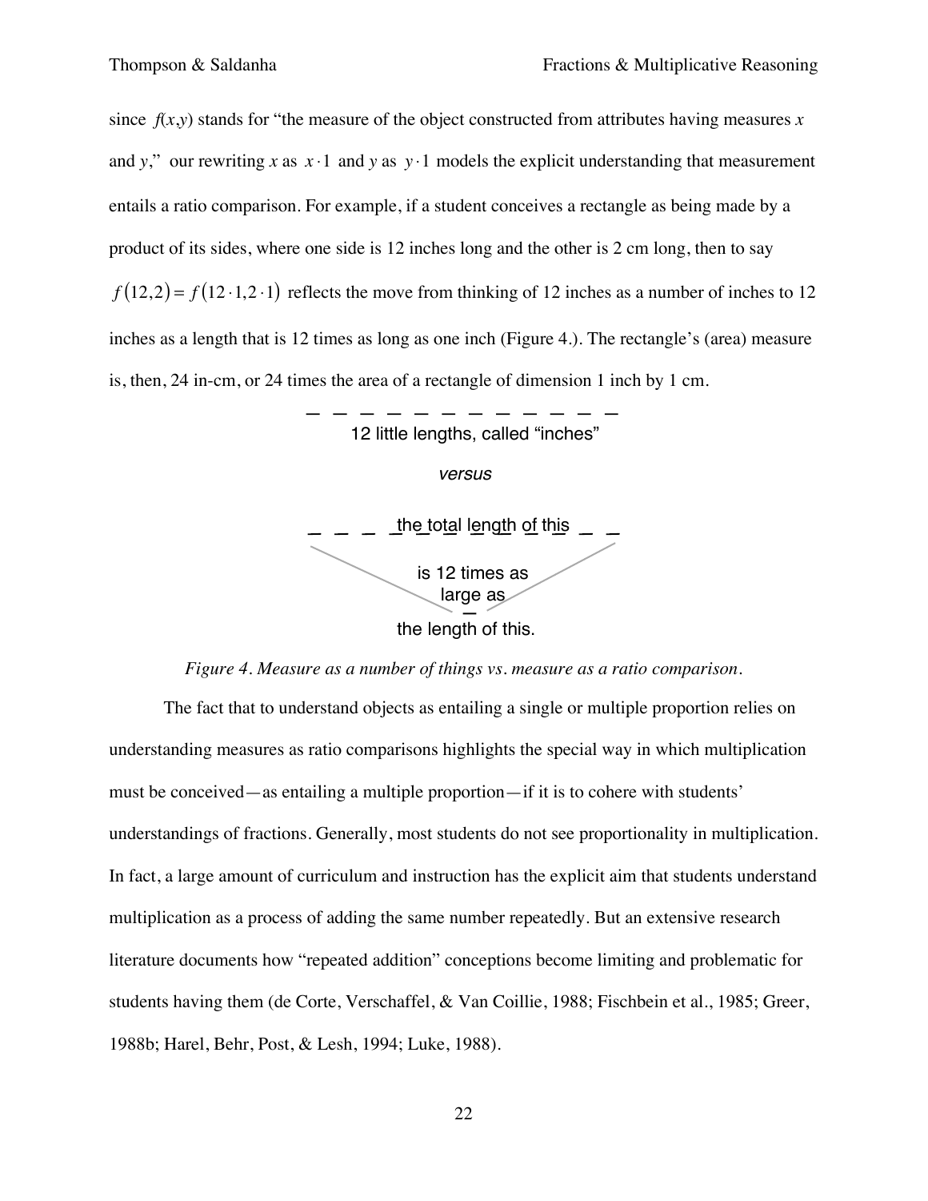since $f(x,y)$ stands for "the measure of the object constructed from attributes having measures $x$ and $y$," our rewriting $x$ as $x \cdot 1$ and $y$ as $y \cdot 1$ models the explicit understanding that measurement entails a ratio comparison. For example, if a student conceives a rectangle as being made by a product of its sides, where one side is 12 inches long and the other is 2 cm long, then to say $f(12,2) = f(12 \cdot 1, 2 \cdot 1)$ reflects the move from thinking of 12 inches as a number of inches to 12 inches as a length that is 12 times as long as one inch (Figure 4.). The rectangle's (area) measure is, then, 24 in-cm, or 24 times the area of a rectangle of dimension 1 inch by 1 cm.

_ _ _ _ _ _ _ _ _ _ _ _

12 little lengths, called "inches"

*versus*

_ _ _ _the total length of this _ _

is 12 times as large as

_

the length of this.

*Figure 4. Measure as a number of things vs. measure as a ratio comparison.*

The fact that to understand objects as entailing a single or multiple proportion relies on understanding measures as ratio comparisons highlights the special way in which multiplication must be conceived—as entailing a multiple proportion—if it is to cohere with students' understandings of fractions. Generally, most students do not see proportionality in multiplication. In fact, a large amount of curriculum and instruction has the explicit aim that students understand multiplication as a process of adding the same number repeatedly. But an extensive research literature documents how "repeated addition" conceptions become limiting and problematic for students having them (de Corte, Verschaffel, & Van Coillie, 1988; Fischbein et al., 1985; Greer, 1988b; Harel, Behr, Post, & Lesh, 1994; Luke, 1988).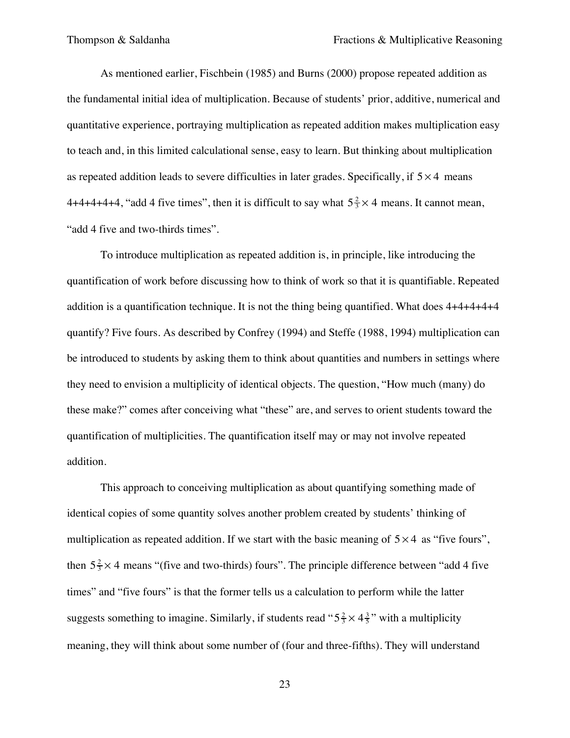As mentioned earlier, Fischbein (1985) and Burns (2000) propose repeated addition as the fundamental initial idea of multiplication. Because of students' prior, additive, numerical and quantitative experience, portraying multiplication as repeated addition makes multiplication easy to teach and, in this limited calculational sense, easy to learn. But thinking about multiplication as repeated addition leads to severe difficulties in later grades. Specifically, if $5 \times 4$ means 4+4+4+4+4, "add 4 five times", then it is difficult to say what $5\frac{2}{3} \times 4$ means. It cannot mean, "add 4 five and two-thirds times".

To introduce multiplication as repeated addition is, in principle, like introducing the quantification of work before discussing how to think of work so that it is quantifiable. Repeated addition is a quantification technique. It is not the thing being quantified. What does 4+4+4+4+4 quantify? Five fours. As described by Confrey (1994) and Steffe (1988, 1994) multiplication can be introduced to students by asking them to think about quantities and numbers in settings where they need to envision a multiplicity of identical objects. The question, "How much (many) do these make?" comes after conceiving what "these" are, and serves to orient students toward the quantification of multiplicities. The quantification itself may or may not involve repeated addition.

This approach to conceiving multiplication as about quantifying something made of identical copies of some quantity solves another problem created by students' thinking of multiplication as repeated addition. If we start with the basic meaning of $5 \times 4$ as "five fours", then $5\frac{2}{3} \times 4$ means "(five and two-thirds) fours". The principle difference between "add 4 five times" and "five fours" is that the former tells us a calculation to perform while the latter suggests something to imagine. Similarly, if students read "$5\frac{2}{3} \times 4\frac{3}{5}$" with a multiplicity meaning, they will think about some number of (four and three-fifths). They will understand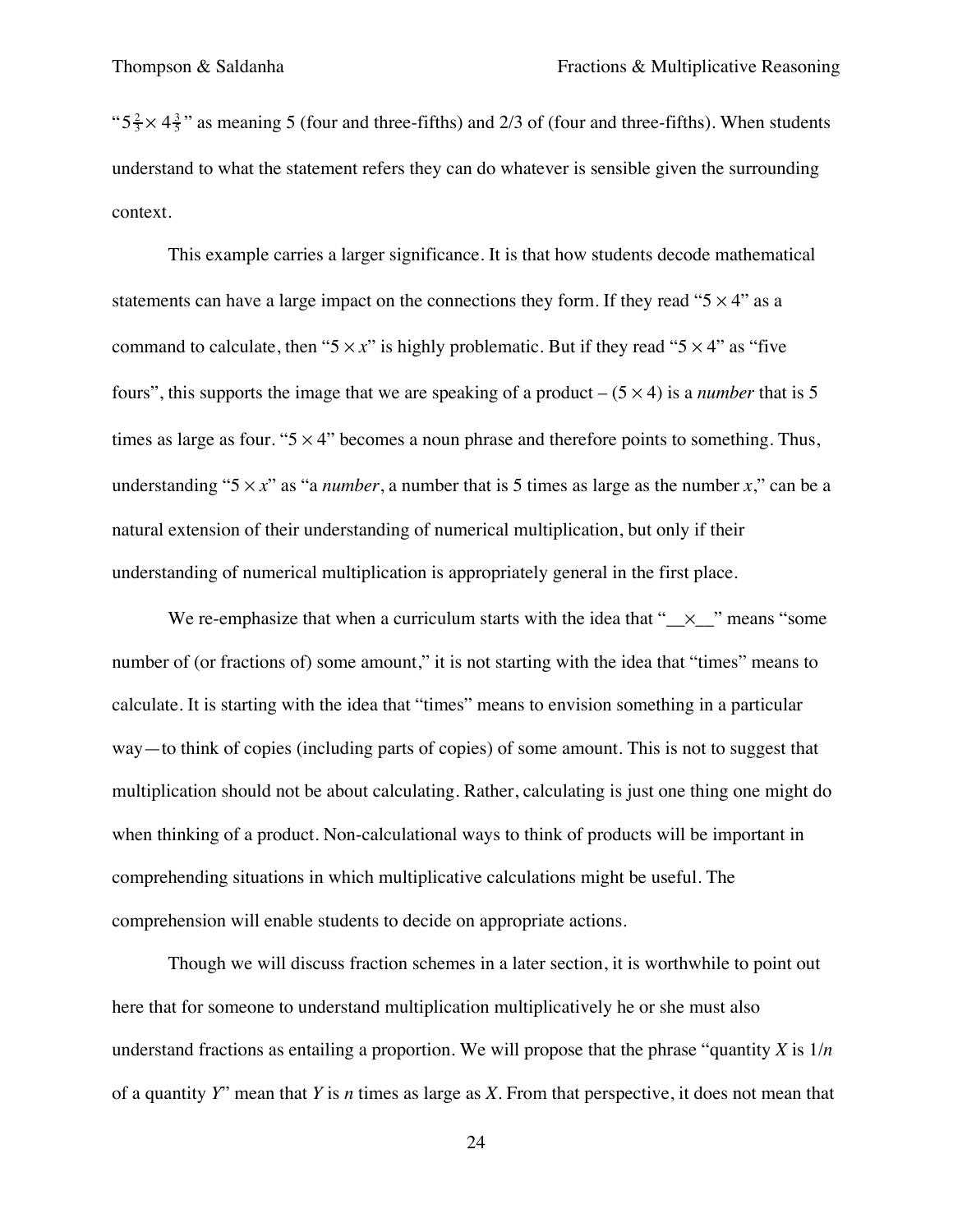"$5\frac{2}{3} \times 4\frac{3}{5}$" as meaning 5 (four and three-fifths) and 2/3 of (four and three-fifths). When students understand to what the statement refers they can do whatever is sensible given the surrounding context.

This example carries a larger significance. It is that how students decode mathematical statements can have a large impact on the connections they form. If they read "$5 \times 4$" as a command to calculate, then "$5 \times x$" is highly problematic. But if they read "$5 \times 4$" as "five fours", this supports the image that we are speaking of a product – $(5 \times 4)$ is a *number* that is 5 times as large as four. "$5 \times 4$" becomes a noun phrase and therefore points to something. Thus, understanding "$5 \times x$" as "a *number*, a number that is 5 times as large as the number $x$," can be a natural extension of their understanding of numerical multiplication, but only if their understanding of numerical multiplication is appropriately general in the first place.

We re-emphasize that when a curriculum starts with the idea that "__×__" means "some number of (or fractions of) some amount," it is not starting with the idea that "times" means to calculate. It is starting with the idea that "times" means to envision something in a particular way—to think of copies (including parts of copies) of some amount. This is not to suggest that multiplication should not be about calculating. Rather, calculating is just one thing one might do when thinking of a product. Non-calculational ways to think of products will be important in comprehending situations in which multiplicative calculations might be useful. The comprehension will enable students to decide on appropriate actions.

Though we will discuss fraction schemes in a later section, it is worthwhile to point out here that for someone to understand multiplication multiplicatively he or she must also understand fractions as entailing a proportion. We will propose that the phrase "quantity $X$ is $1/n$ of a quantity $Y$" mean that $Y$ is $n$ times as large as $X$. From that perspective, it does not mean that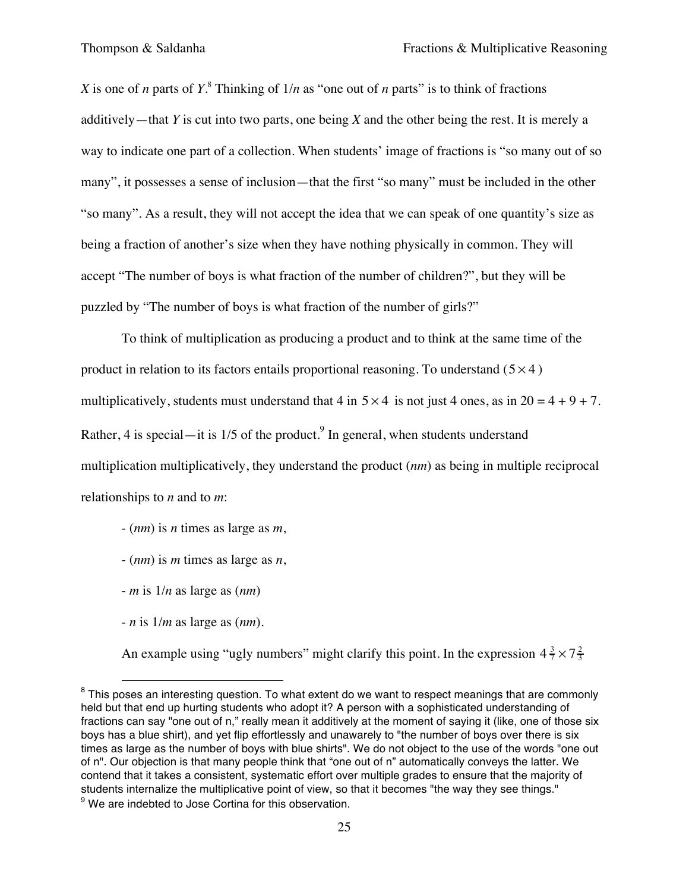$X$ is one of $n$ parts of $Y$.[8] Thinking of $1/n$ as "one out of $n$ parts" is to think of fractions additively—that $Y$ is cut into two parts, one being $X$ and the other being the rest. It is merely a way to indicate one part of a collection. When students' image of fractions is "so many out of so many", it possesses a sense of inclusion—that the first "so many" must be included in the other "so many". As a result, they will not accept the idea that we can speak of one quantity's size as being a fraction of another's size when they have nothing physically in common. They will accept "The number of boys is what fraction of the number of children?", but they will be puzzled by "The number of boys is what fraction of the number of girls?"

To think of multiplication as producing a product and to think at the same time of the product in relation to its factors entails proportional reasoning. To understand $(5 \times 4)$ multiplicatively, students must understand that 4 in $5 \times 4$ is not just 4 ones, as in $20 = 4 + 9 + 7$. Rather, 4 is special—it is 1/5 of the product.[9] In general, when students understand multiplication multiplicatively, they understand the product ($nm$) as being in multiple reciprocal relationships to $n$ and to $m$:

- ($nm$) is $n$ times as large as $m$,
- ($nm$) is $m$ times as large as $n$,
- $m$ is $1/n$ as large as ($nm$)
- $n$ is $1/m$ as large as ($nm$).

An example using "ugly numbers" might clarify this point. In the expression $4\frac{3}{7} \times 7\frac{2}{3}$

[8] This poses an interesting question. To what extent do we want to respect meanings that are commonly held but that end up hurting students who adopt it? A person with a sophisticated understanding of fractions can say "one out of n," really mean it additively at the moment of saying it (like, one of those six boys has a blue shirt), and yet flip effortlessly and unawarely to "the number of boys over there is six times as large as the number of boys with blue shirts". We do not object to the use of the words "one out of n". Our objection is that many people think that "one out of n" automatically conveys the latter. We contend that it takes a consistent, systematic effort over multiple grades to ensure that the majority of students internalize the multiplicative point of view, so that it becomes "the way they see things."

[9] We are indebted to Jose Cortina for this observation.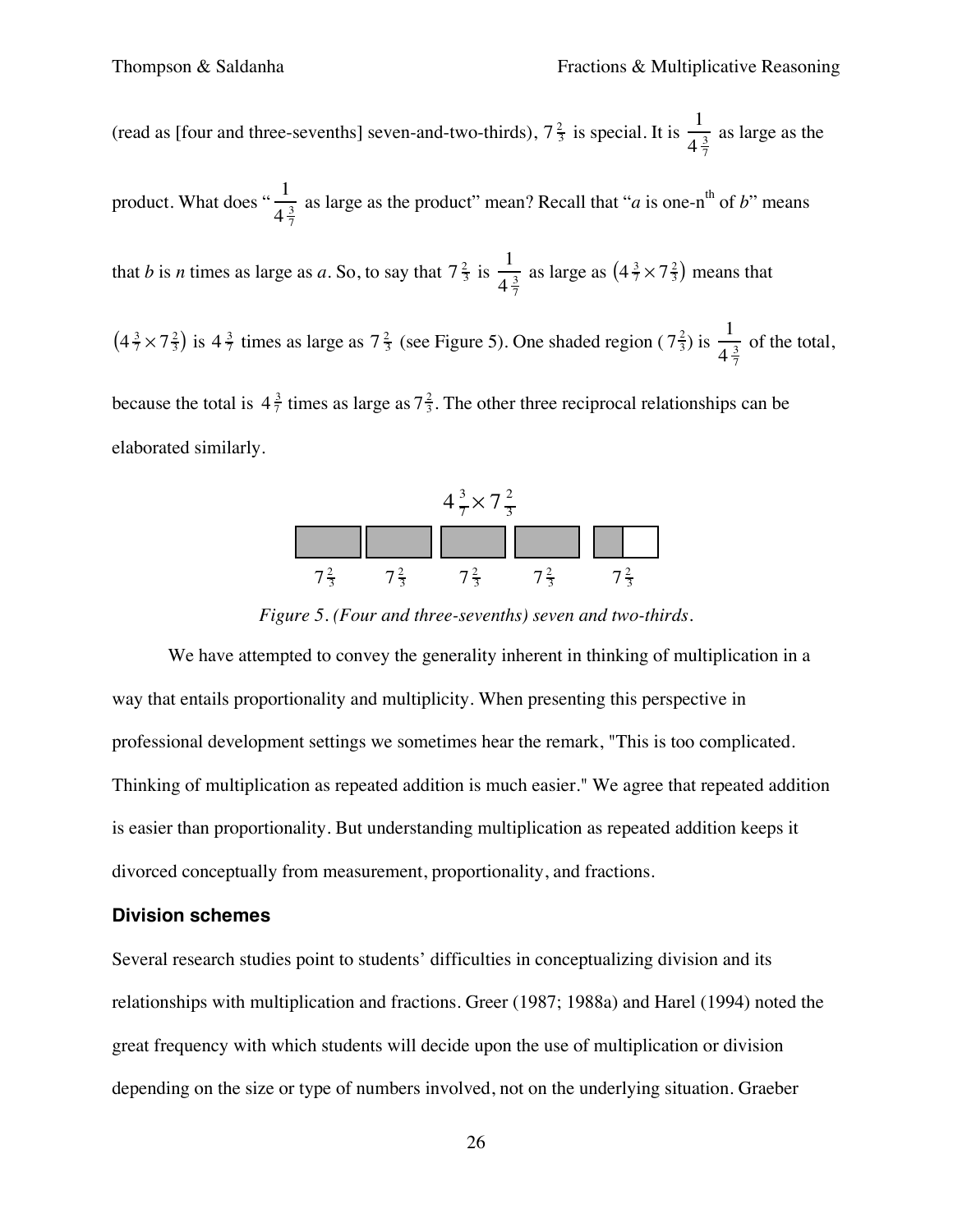(read as [four and three-sevenths] seven-and-two-thirds), $7\frac{2}{3}$ is special. It is $\frac{1}{4\frac{3}{7}}$ as large as the product. What does "$\frac{1}{4\frac{3}{7}}$ as large as the product" mean? Recall that "*a* is one-n$^{\text{th}}$ of *b*" means that *b* is *n* times as large as *a*. So, to say that $7\frac{2}{3}$ is $\frac{1}{4\frac{3}{7}}$ as large as $\left(4\frac{3}{7}\times 7\frac{2}{3}\right)$ means that $\left(4\frac{3}{7}\times 7\frac{2}{3}\right)$ is $4\frac{3}{7}$ times as large as $7\frac{2}{3}$ (see Figure 5). One shaded region ($7\frac{2}{3}$) is $\frac{1}{4\frac{3}{7}}$ of the total, because the total is $4\frac{3}{7}$ times as large as $7\frac{2}{3}$. The other three reciprocal relationships can be elaborated similarly.

$4\frac{3}{7}\times 7\frac{2}{3}$

$7\frac{2}{3}$ $7\frac{2}{3}$ $7\frac{2}{3}$ $7\frac{2}{3}$ $7\frac{2}{3}$

*Figure 5. (Four and three-sevenths) seven and two-thirds.*

We have attempted to convey the generality inherent in thinking of multiplication in a way that entails proportionality and multiplicity. When presenting this perspective in professional development settings we sometimes hear the remark, "This is too complicated. Thinking of multiplication as repeated addition is much easier." We agree that repeated addition is easier than proportionality. But understanding multiplication as repeated addition keeps it divorced conceptually from measurement, proportionality, and fractions.

### Division schemes

Several research studies point to students' difficulties in conceptualizing division and its relationships with multiplication and fractions. Greer (1987; 1988a) and Harel (1994) noted the great frequency with which students will decide upon the use of multiplication or division depending on the size or type of numbers involved, not on the underlying situation. Graeber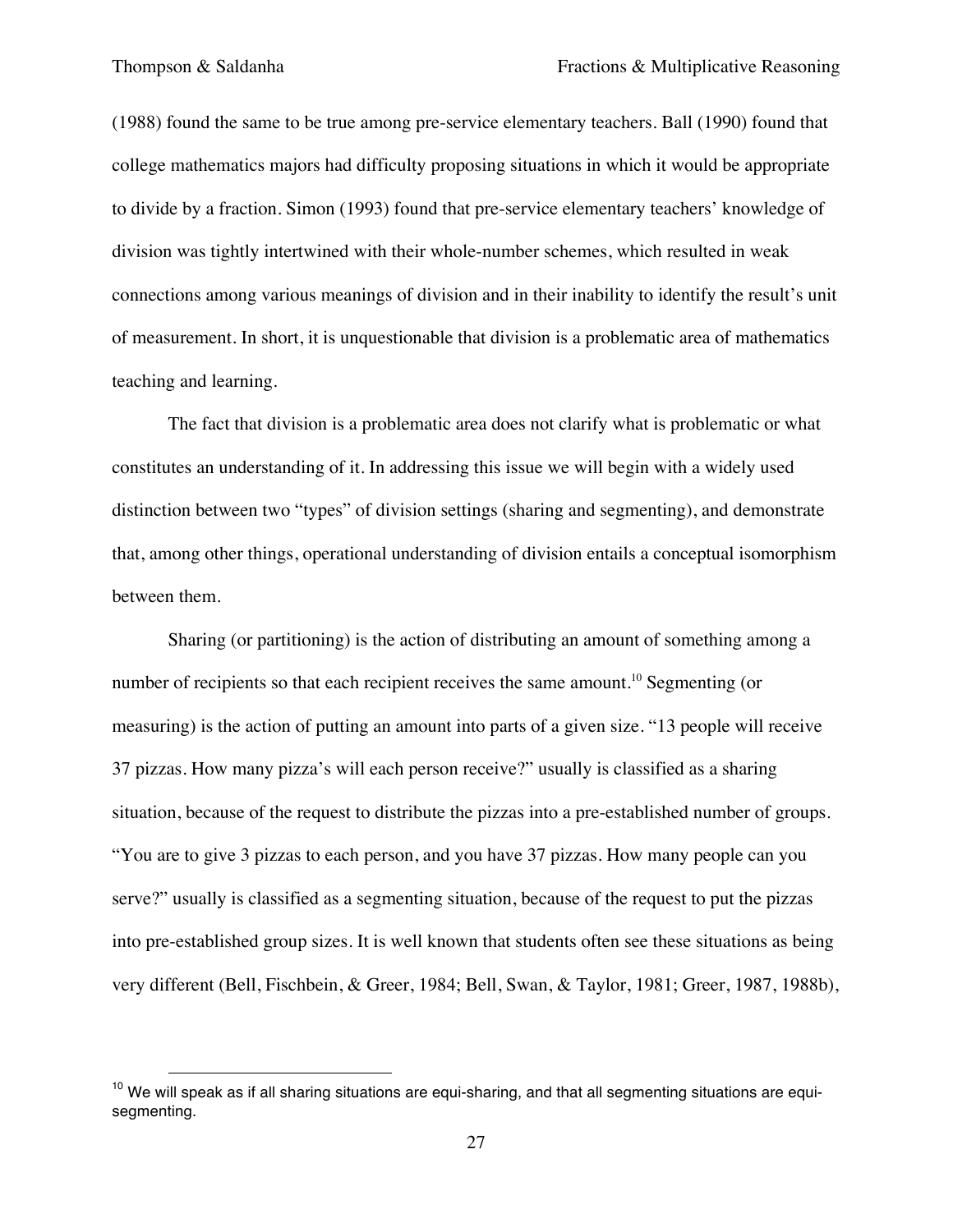(1988) found the same to be true among pre-service elementary teachers. Ball (1990) found that college mathematics majors had difficulty proposing situations in which it would be appropriate to divide by a fraction. Simon (1993) found that pre-service elementary teachers' knowledge of division was tightly intertwined with their whole-number schemes, which resulted in weak connections among various meanings of division and in their inability to identify the result's unit of measurement. In short, it is unquestionable that division is a problematic area of mathematics teaching and learning.

The fact that division is a problematic area does not clarify what is problematic or what constitutes an understanding of it. In addressing this issue we will begin with a widely used distinction between two "types" of division settings (sharing and segmenting), and demonstrate that, among other things, operational understanding of division entails a conceptual isomorphism between them.

Sharing (or partitioning) is the action of distributing an amount of something among a number of recipients so that each recipient receives the same amount.[10] Segmenting (or measuring) is the action of putting an amount into parts of a given size. "13 people will receive 37 pizzas. How many pizza's will each person receive?" usually is classified as a sharing situation, because of the request to distribute the pizzas into a pre-established number of groups. "You are to give 3 pizzas to each person, and you have 37 pizzas. How many people can you serve?" usually is classified as a segmenting situation, because of the request to put the pizzas into pre-established group sizes. It is well known that students often see these situations as being very different (Bell, Fischbein, & Greer, 1984; Bell, Swan, & Taylor, 1981; Greer, 1987, 1988b),

[10] We will speak as if all sharing situations are equi-sharing, and that all segmenting situations are equi-segmenting.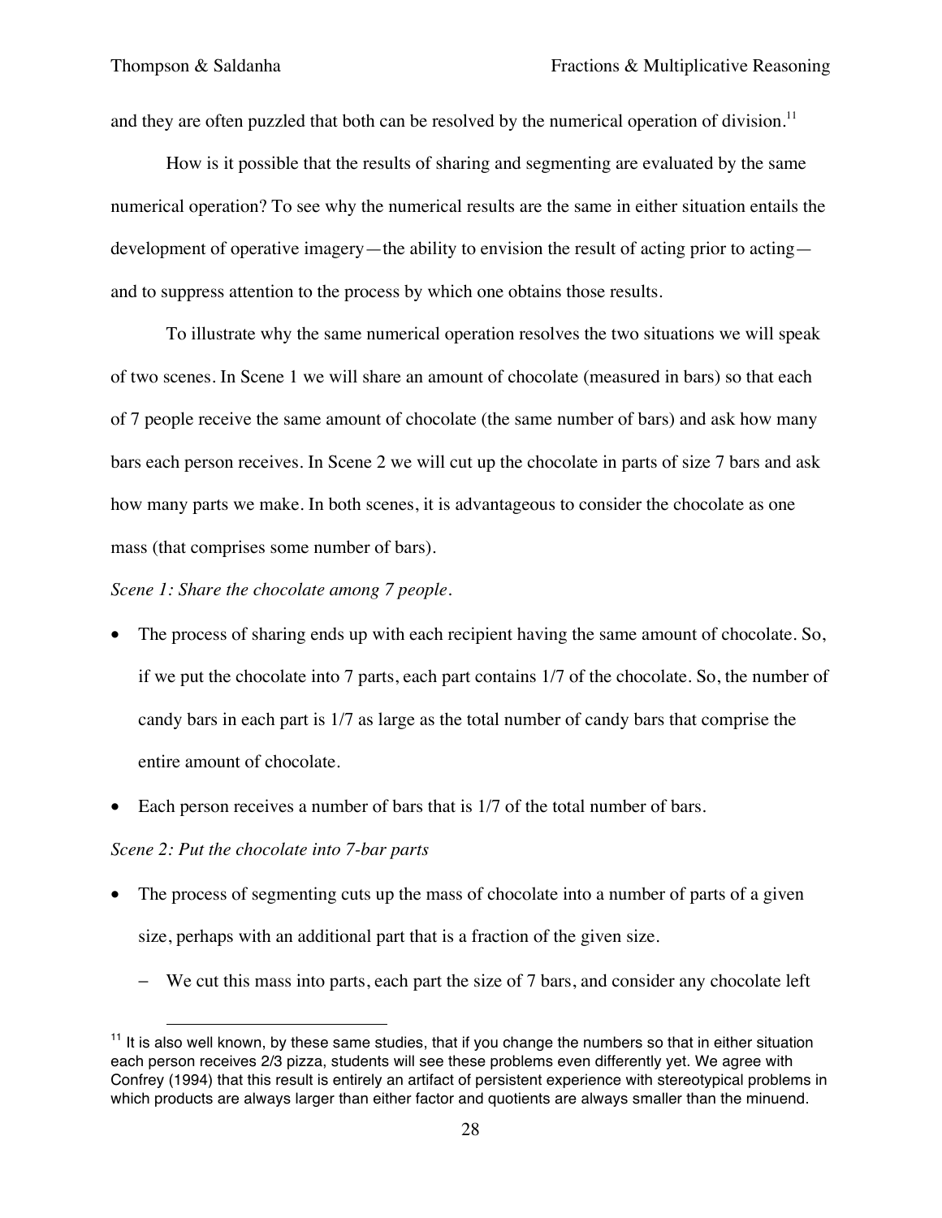and they are often puzzled that both can be resolved by the numerical operation of division.[11]

How is it possible that the results of sharing and segmenting are evaluated by the same numerical operation? To see why the numerical results are the same in either situation entails the development of operative imagery—the ability to envision the result of acting prior to acting—and to suppress attention to the process by which one obtains those results.

To illustrate why the same numerical operation resolves the two situations we will speak of two scenes. In Scene 1 we will share an amount of chocolate (measured in bars) so that each of 7 people receive the same amount of chocolate (the same number of bars) and ask how many bars each person receives. In Scene 2 we will cut up the chocolate in parts of size 7 bars and ask how many parts we make. In both scenes, it is advantageous to consider the chocolate as one mass (that comprises some number of bars).

*Scene 1: Share the chocolate among 7 people.*

- The process of sharing ends up with each recipient having the same amount of chocolate. So, if we put the chocolate into 7 parts, each part contains 1/7 of the chocolate. So, the number of candy bars in each part is 1/7 as large as the total number of candy bars that comprise the entire amount of chocolate.
- Each person receives a number of bars that is 1/7 of the total number of bars.

*Scene 2: Put the chocolate into 7-bar parts*

- The process of segmenting cuts up the mass of chocolate into a number of parts of a given size, perhaps with an additional part that is a fraction of the given size.
  - We cut this mass into parts, each part the size of 7 bars, and consider any chocolate left

[11] It is also well known, by these same studies, that if you change the numbers so that in either situation each person receives 2/3 pizza, students will see these problems even differently yet. We agree with Confrey (1994) that this result is entirely an artifact of persistent experience with stereotypical problems in which products are always larger than either factor and quotients are always smaller than the minuend.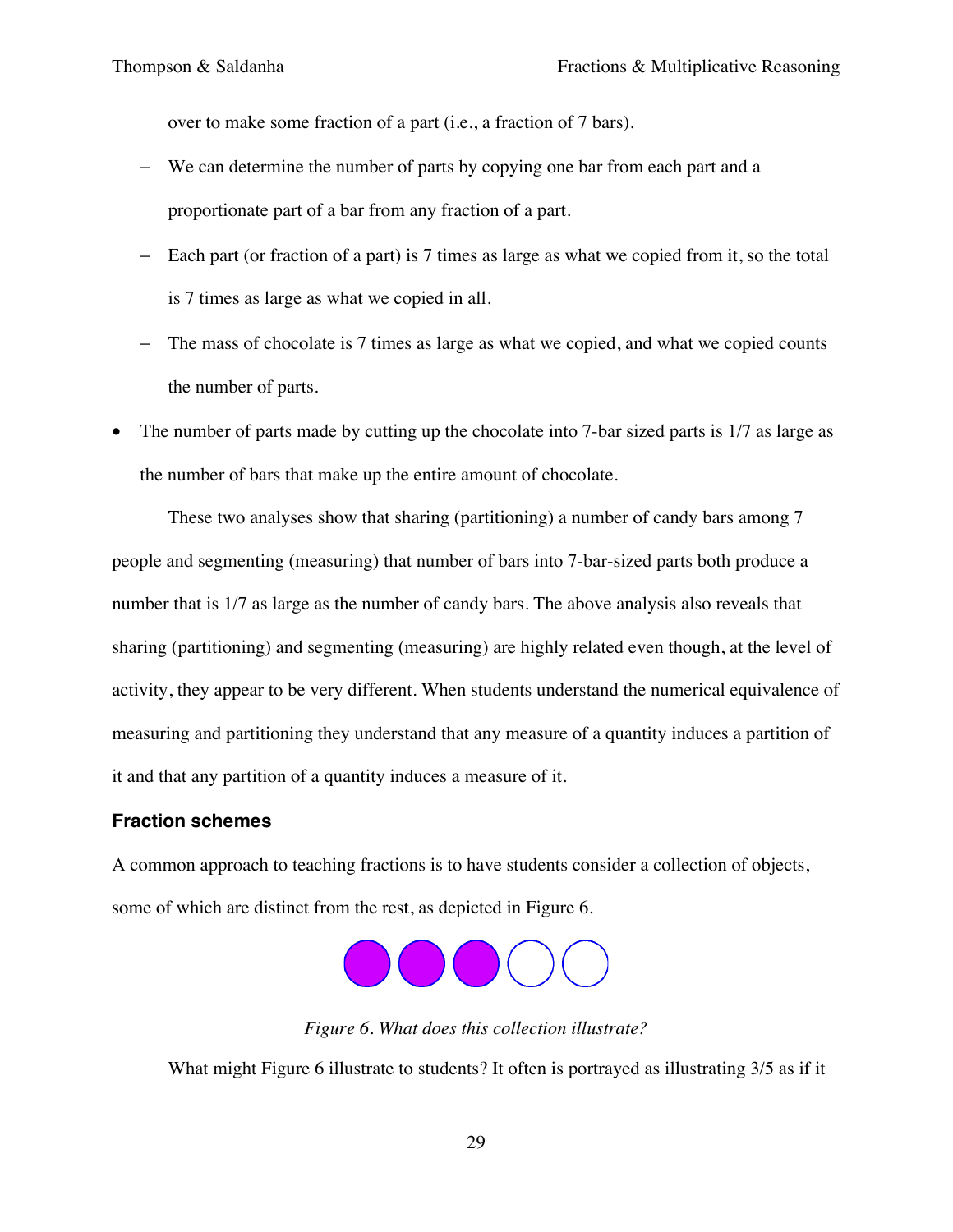over to make some fraction of a part (i.e., a fraction of 7 bars).

  - We can determine the number of parts by copying one bar from each part and a proportionate part of a bar from any fraction of a part.
  - Each part (or fraction of a part) is 7 times as large as what we copied from it, so the total is 7 times as large as what we copied in all.
  - The mass of chocolate is 7 times as large as what we copied, and what we copied counts the number of parts.

- The number of parts made by cutting up the chocolate into 7-bar sized parts is 1/7 as large as the number of bars that make up the entire amount of chocolate.

These two analyses show that sharing (partitioning) a number of candy bars among 7 people and segmenting (measuring) that number of bars into 7-bar-sized parts both produce a number that is 1/7 as large as the number of candy bars. The above analysis also reveals that sharing (partitioning) and segmenting (measuring) are highly related even though, at the level of activity, they appear to be very different. When students understand the numerical equivalence of measuring and partitioning they understand that any measure of a quantity induces a partition of it and that any partition of a quantity induces a measure of it.

### Fraction schemes

A common approach to teaching fractions is to have students consider a collection of objects, some of which are distinct from the rest, as depicted in Figure 6.

*Figure 6. What does this collection illustrate?*

What might Figure 6 illustrate to students? It often is portrayed as illustrating 3/5 as if it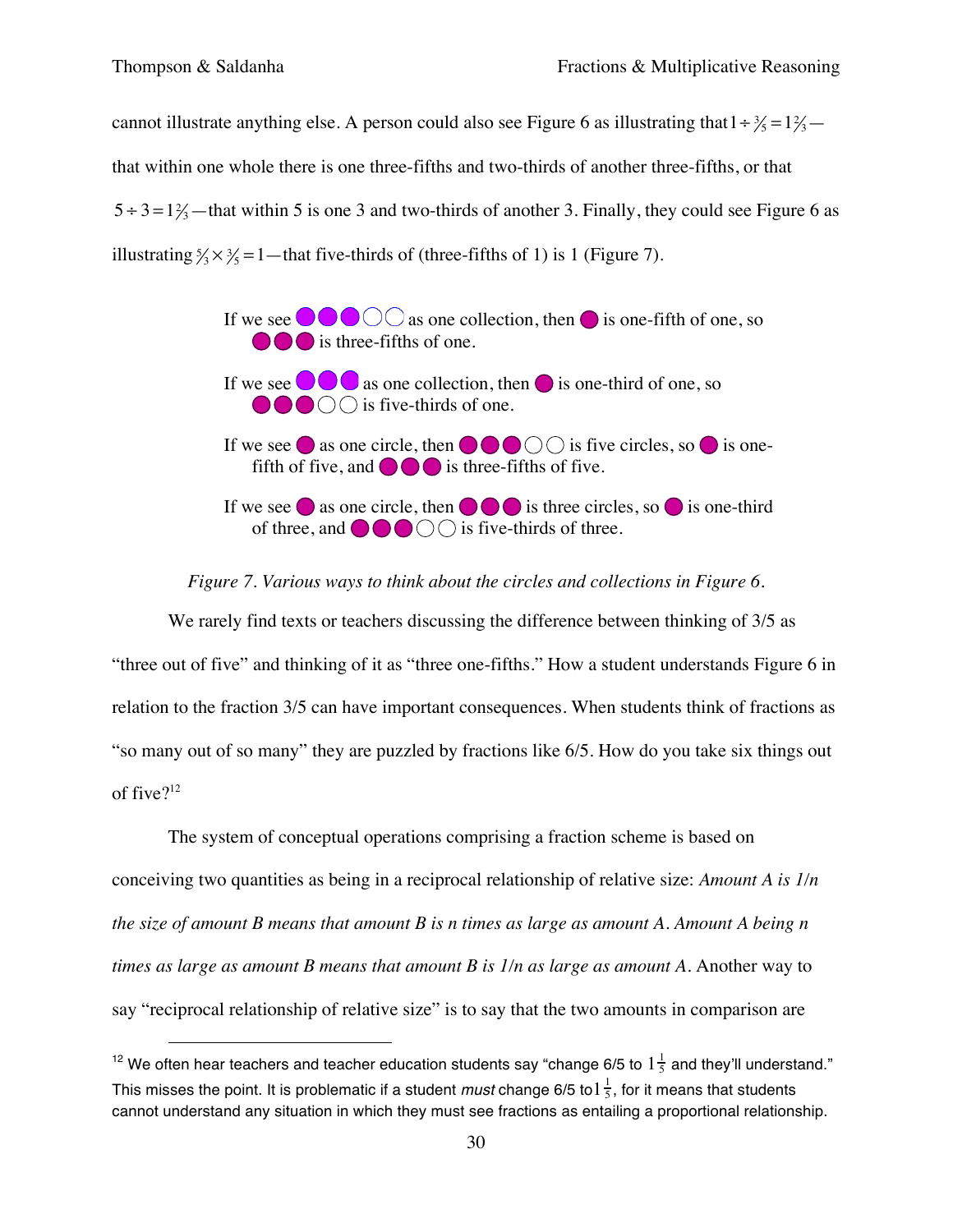cannot illustrate anything else. A person could also see Figure 6 as illustrating that $1 \div \frac{3}{5} = 1\frac{2}{3}$—that within one whole there is one three-fifths and two-thirds of another three-fifths, or that $5 \div 3 = 1\frac{2}{3}$—that within 5 is one 3 and two-thirds of another 3. Finally, they could see Figure 6 as illustrating $\frac{5}{3} \times \frac{3}{5} = 1$—that five-thirds of (three-fifths of 1) is 1 (Figure 7).

> If we see ●●●○○ as one collection, then ● is one-fifth of one, so ●●● is three-fifths of one.
>
> If we see ●●● as one collection, then ● is one-third of one, so ●●●○○ is five-thirds of one.
>
> If we see ● as one circle, then ●●●○○ is five circles, so ● is one-fifth of five, and ●●● is three-fifths of five.
>
> If we see ● as one circle, then ●●● is three circles, so ● is one-third of three, and ●●●○○ is five-thirds of three.

*Figure 7. Various ways to think about the circles and collections in Figure 6.*

We rarely find texts or teachers discussing the difference between thinking of 3/5 as "three out of five" and thinking of it as "three one-fifths." How a student understands Figure 6 in relation to the fraction 3/5 can have important consequences. When students think of fractions as "so many out of so many" they are puzzled by fractions like 6/5. How do you take six things out of five?[12]

The system of conceptual operations comprising a fraction scheme is based on conceiving two quantities as being in a reciprocal relationship of relative size: *Amount A is 1/n the size of amount B means that amount B is n times as large as amount A. Amount A being n times as large as amount B means that amount B is 1/n as large as amount A.* Another way to say "reciprocal relationship of relative size" is to say that the two amounts in comparison are

---

[12] We often hear teachers and teacher education students say "change 6/5 to $1\frac{1}{5}$ and they'll understand." This misses the point. It is problematic if a student *must* change 6/5 to $1\frac{1}{5}$, for it means that students cannot understand any situation in which they must see fractions as entailing a proportional relationship.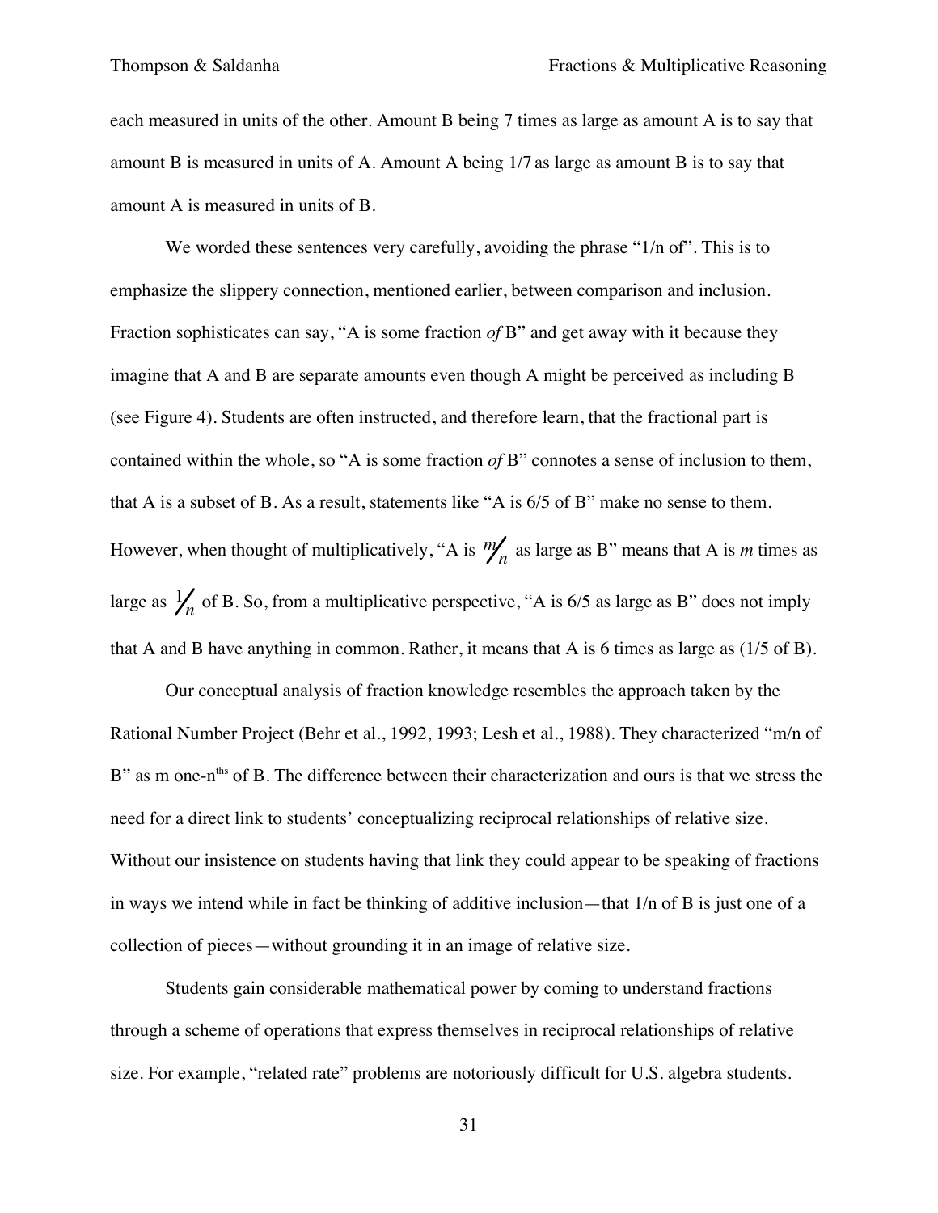each measured in units of the other. Amount B being 7 times as large as amount A is to say that amount B is measured in units of A. Amount A being 1/7 as large as amount B is to say that amount A is measured in units of B.

We worded these sentences very carefully, avoiding the phrase "1/n of". This is to emphasize the slippery connection, mentioned earlier, between comparison and inclusion. Fraction sophisticates can say, "A is some fraction *of* B" and get away with it because they imagine that A and B are separate amounts even though A might be perceived as including B (see Figure 4). Students are often instructed, and therefore learn, that the fractional part is contained within the whole, so "A is some fraction *of* B" connotes a sense of inclusion to them, that A is a subset of B. As a result, statements like "A is 6/5 of B" make no sense to them. However, when thought of multiplicatively, "A is $m/n$ as large as B" means that A is $m$ times as large as $1/n$ of B. So, from a multiplicative perspective, "A is 6/5 as large as B" does not imply that A and B have anything in common. Rather, it means that A is 6 times as large as (1/5 of B).

Our conceptual analysis of fraction knowledge resembles the approach taken by the Rational Number Project (Behr et al., 1992, 1993; Lesh et al., 1988). They characterized "m/n of B" as m one-n[ths] of B. The difference between their characterization and ours is that we stress the need for a direct link to students' conceptualizing reciprocal relationships of relative size. Without our insistence on students having that link they could appear to be speaking of fractions in ways we intend while in fact be thinking of additive inclusion—that 1/n of B is just one of a collection of pieces—without grounding it in an image of relative size.

Students gain considerable mathematical power by coming to understand fractions through a scheme of operations that express themselves in reciprocal relationships of relative size. For example, "related rate" problems are notoriously difficult for U.S. algebra students.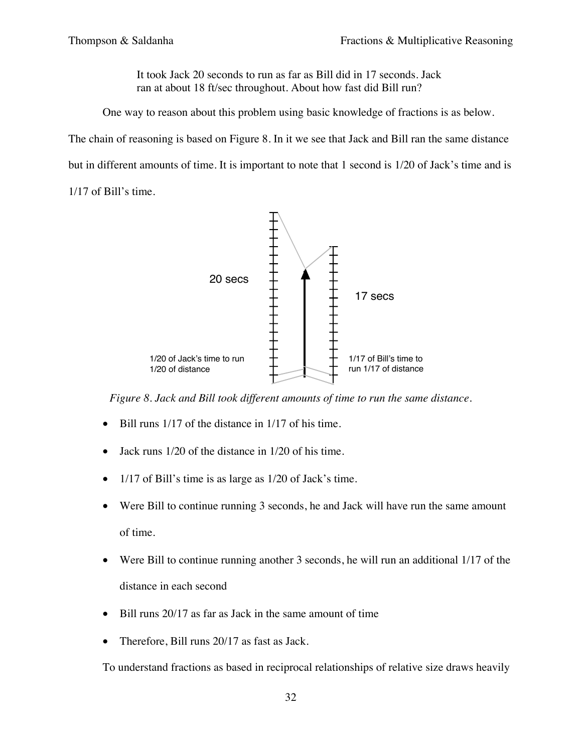> It took Jack 20 seconds to run as far as Bill did in 17 seconds. Jack ran at about 18 ft/sec throughout. About how fast did Bill run?

One way to reason about this problem using basic knowledge of fractions is as below. The chain of reasoning is based on Figure 8. In it we see that Jack and Bill ran the same distance but in different amounts of time. It is important to note that 1 second is 1/20 of Jack's time and is 1/17 of Bill's time.

20 secs

17 secs

1/20 of Jack's time to run 1/20 of distance

1/17 of Bill's time to run 1/17 of distance

*Figure 8. Jack and Bill took different amounts of time to run the same distance.*

- Bill runs 1/17 of the distance in 1/17 of his time.
- Jack runs 1/20 of the distance in 1/20 of his time.
- 1/17 of Bill's time is as large as 1/20 of Jack's time.
- Were Bill to continue running 3 seconds, he and Jack will have run the same amount of time.
- Were Bill to continue running another 3 seconds, he will run an additional 1/17 of the distance in each second
- Bill runs 20/17 as far as Jack in the same amount of time
- Therefore, Bill runs 20/17 as fast as Jack.

To understand fractions as based in reciprocal relationships of relative size draws heavily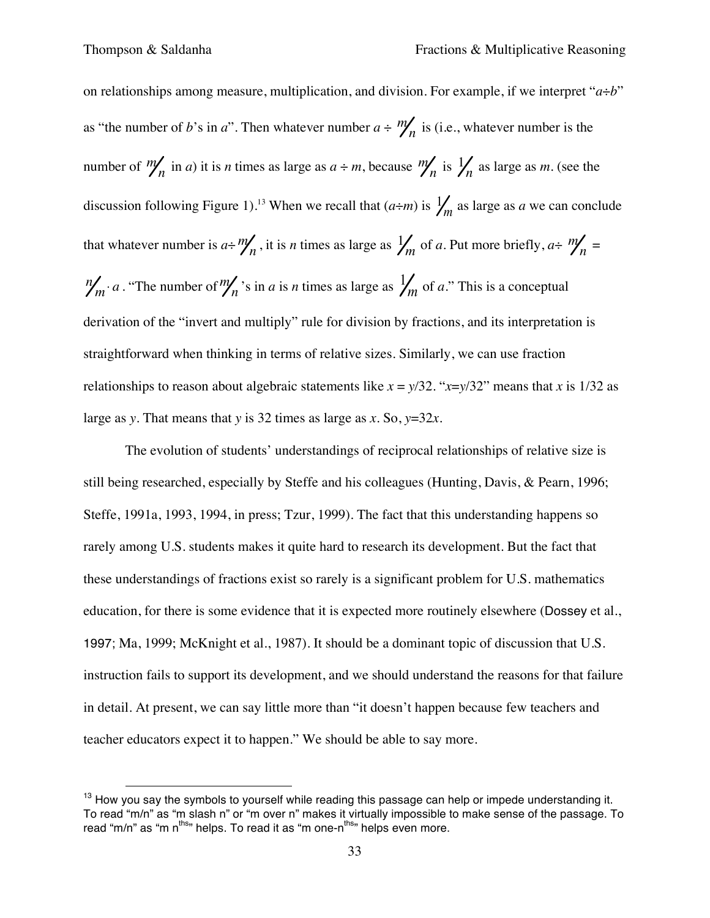on relationships among measure, multiplication, and division. For example, if we interpret "$a \div b$" as "the number of $b$'s in $a$". Then whatever number $a \div {}^{m}\!/_{n}$ is (i.e., whatever number is the number of ${}^{m}\!/_{n}$ in $a$) it is $n$ times as large as $a \div m$, because ${}^{m}\!/_{n}$ is ${}^{1}\!/_{n}$ as large as $m$. (see the discussion following Figure 1).[13] When we recall that $(a \div m)$ is ${}^{1}\!/_{m}$ as large as $a$ we can conclude that whatever number is $a \div {}^{m}\!/_{n}$, it is $n$ times as large as ${}^{1}\!/_{m}$ of $a$. Put more briefly, $a \div {}^{m}\!/_{n} = {}^{n}\!/_{m} \cdot a$. "The number of ${}^{m}\!/_{n}$'s in $a$ is $n$ times as large as ${}^{1}\!/_{m}$ of $a$." This is a conceptual derivation of the "invert and multiply" rule for division by fractions, and its interpretation is straightforward when thinking in terms of relative sizes. Similarly, we can use fraction relationships to reason about algebraic statements like $x = y/32$. "$x = y/32$" means that $x$ is 1/32 as large as $y$. That means that $y$ is 32 times as large as $x$. So, $y = 32x$.

The evolution of students' understandings of reciprocal relationships of relative size is still being researched, especially by Steffe and his colleagues (Hunting, Davis, & Pearn, 1996; Steffe, 1991a, 1993, 1994, in press; Tzur, 1999). The fact that this understanding happens so rarely among U.S. students makes it quite hard to research its development. But the fact that these understandings of fractions exist so rarely is a significant problem for U.S. mathematics education, for there is some evidence that it is expected more routinely elsewhere (Dossey et al., 1997; Ma, 1999; McKnight et al., 1987). It should be a dominant topic of discussion that U.S. instruction fails to support its development, and we should understand the reasons for that failure in detail. At present, we can say little more than "it doesn't happen because few teachers and teacher educators expect it to happen." We should be able to say more.

---

[13] How you say the symbols to yourself while reading this passage can help or impede understanding it. To read "m/n" as "m slash n" or "m over n" makes it virtually impossible to make sense of the passage. To read "m/n" as "m n[ths]" helps. To read it as "m one-n[ths]" helps even more.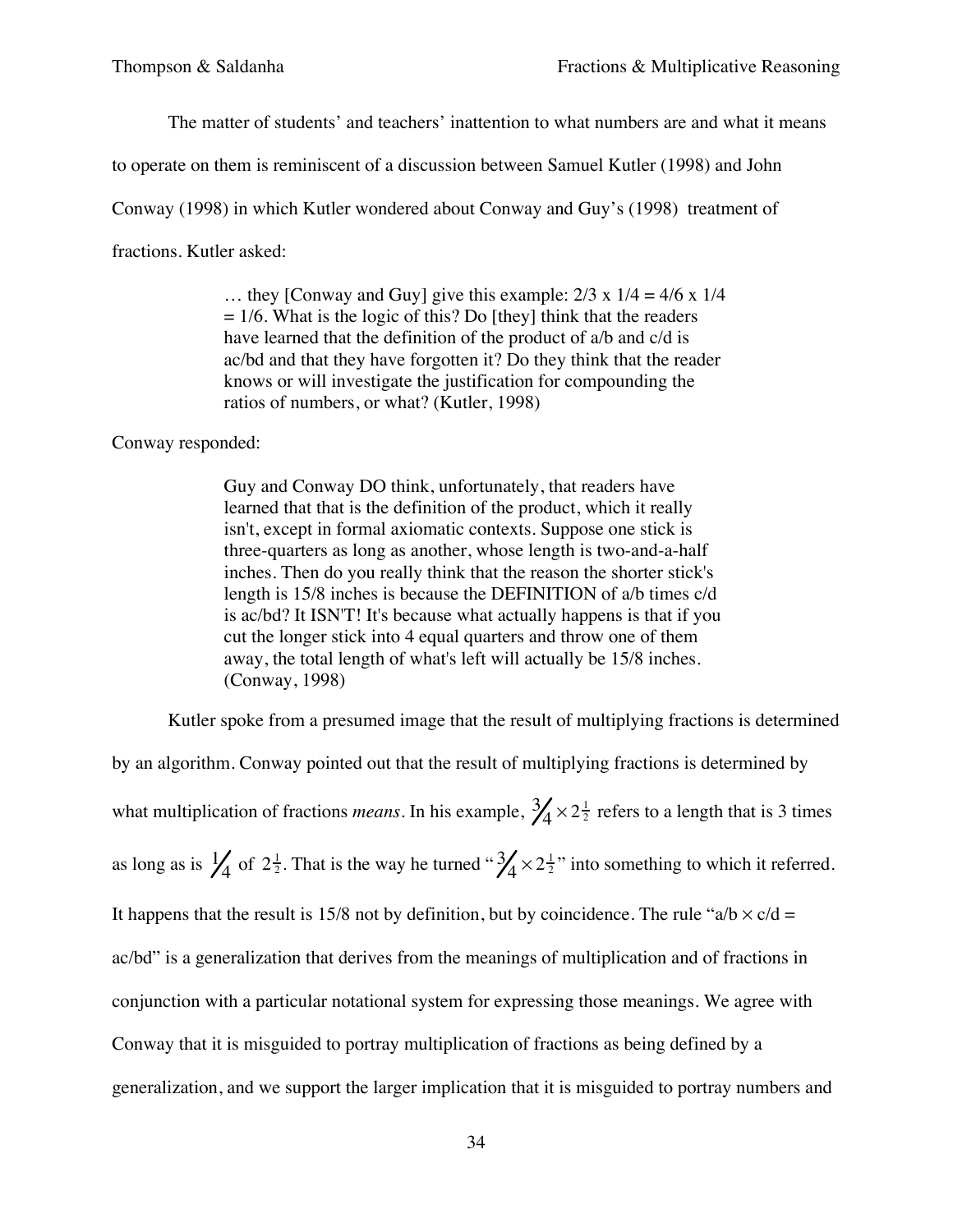The matter of students' and teachers' inattention to what numbers are and what it means to operate on them is reminiscent of a discussion between Samuel Kutler (1998) and John Conway (1998) in which Kutler wondered about Conway and Guy's (1998) treatment of fractions. Kutler asked:

> … they [Conway and Guy] give this example: 2/3 x 1/4 = 4/6 x 1/4 = 1/6. What is the logic of this? Do [they] think that the readers have learned that the definition of the product of a/b and c/d is ac/bd and that they have forgotten it? Do they think that the reader knows or will investigate the justification for compounding the ratios of numbers, or what? (Kutler, 1998)

Conway responded:

> Guy and Conway DO think, unfortunately, that readers have learned that that is the definition of the product, which it really isn't, except in formal axiomatic contexts. Suppose one stick is three-quarters as long as another, whose length is two-and-a-half inches. Then do you really think that the reason the shorter stick's length is 15/8 inches is because the DEFINITION of a/b times c/d is ac/bd? It ISN'T! It's because what actually happens is that if you cut the longer stick into 4 equal quarters and throw one of them away, the total length of what's left will actually be 15/8 inches. (Conway, 1998)

Kutler spoke from a presumed image that the result of multiplying fractions is determined by an algorithm. Conway pointed out that the result of multiplying fractions is determined by what multiplication of fractions *means*. In his example, $\frac{3}{4} \times 2\frac{1}{2}$ refers to a length that is 3 times as long as is $\frac{1}{4}$ of $2\frac{1}{2}$. That is the way he turned "$\frac{3}{4} \times 2\frac{1}{2}$" into something to which it referred. It happens that the result is 15/8 not by definition, but by coincidence. The rule "a/b $\times$ c/d = ac/bd" is a generalization that derives from the meanings of multiplication and of fractions in conjunction with a particular notational system for expressing those meanings. We agree with Conway that it is misguided to portray multiplication of fractions as being defined by a generalization, and we support the larger implication that it is misguided to portray numbers and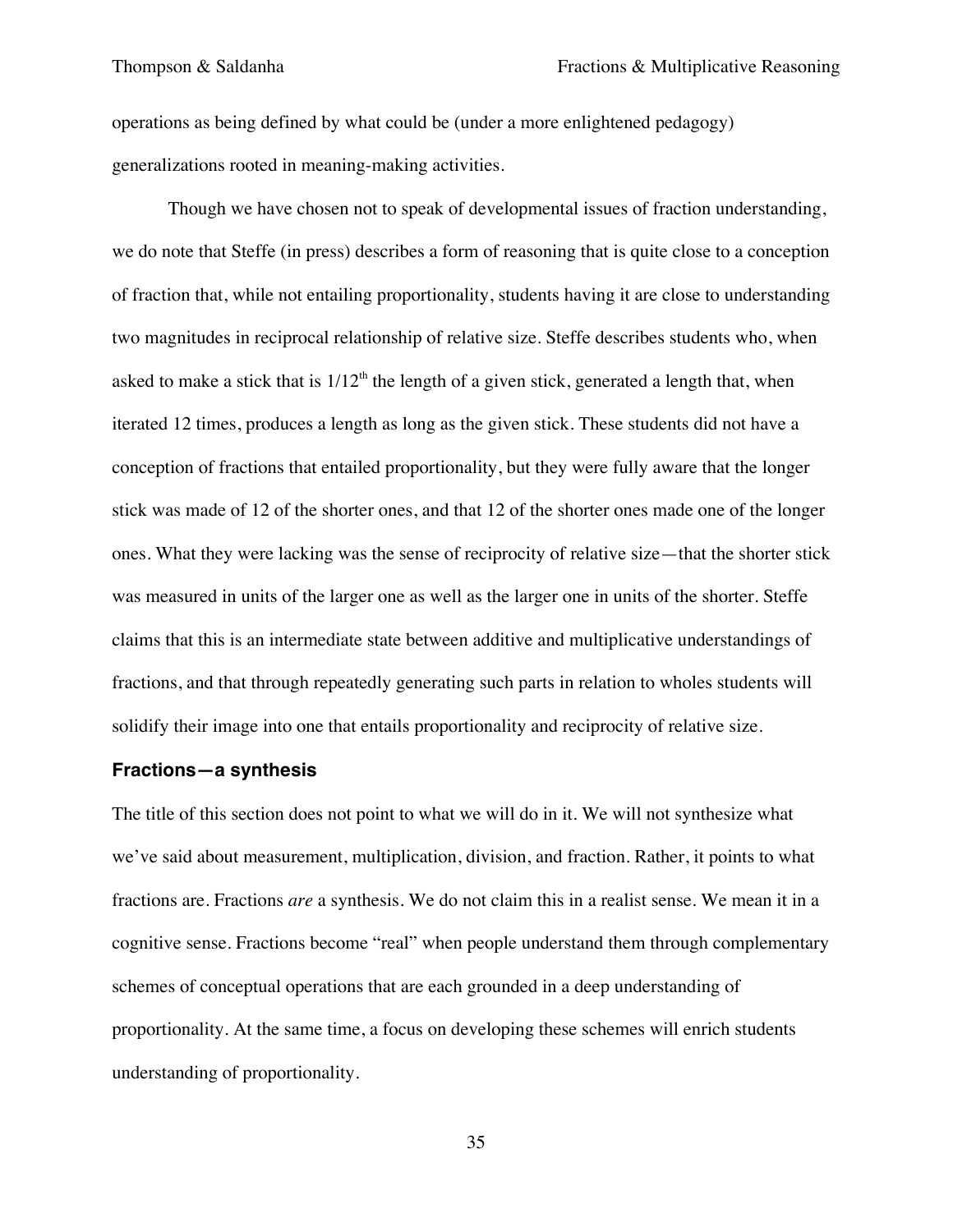operations as being defined by what could be (under a more enlightened pedagogy) generalizations rooted in meaning-making activities.

Though we have chosen not to speak of developmental issues of fraction understanding, we do note that Steffe (in press) describes a form of reasoning that is quite close to a conception of fraction that, while not entailing proportionality, students having it are close to understanding two magnitudes in reciprocal relationship of relative size. Steffe describes students who, when asked to make a stick that is $1/12^{\text{th}}$ the length of a given stick, generated a length that, when iterated 12 times, produces a length as long as the given stick. These students did not have a conception of fractions that entailed proportionality, but they were fully aware that the longer stick was made of 12 of the shorter ones, and that 12 of the shorter ones made one of the longer ones. What they were lacking was the sense of reciprocity of relative size—that the shorter stick was measured in units of the larger one as well as the larger one in units of the shorter. Steffe claims that this is an intermediate state between additive and multiplicative understandings of fractions, and that through repeatedly generating such parts in relation to wholes students will solidify their image into one that entails proportionality and reciprocity of relative size.

### Fractions—a synthesis

The title of this section does not point to what we will do in it. We will not synthesize what we've said about measurement, multiplication, division, and fraction. Rather, it points to what fractions are. Fractions *are* a synthesis. We do not claim this in a realist sense. We mean it in a cognitive sense. Fractions become "real" when people understand them through complementary schemes of conceptual operations that are each grounded in a deep understanding of proportionality. At the same time, a focus on developing these schemes will enrich students understanding of proportionality.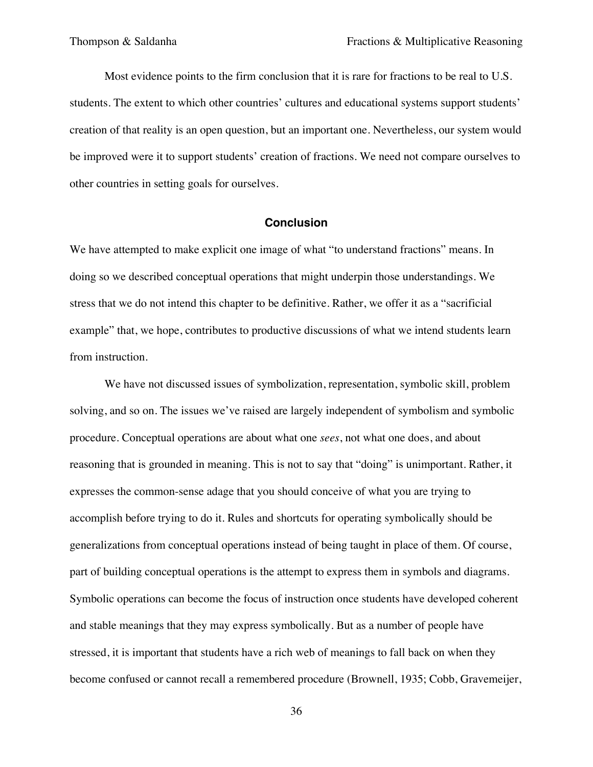Most evidence points to the firm conclusion that it is rare for fractions to be real to U.S. students. The extent to which other countries' cultures and educational systems support students' creation of that reality is an open question, but an important one. Nevertheless, our system would be improved were it to support students' creation of fractions. We need not compare ourselves to other countries in setting goals for ourselves.

## Conclusion

We have attempted to make explicit one image of what "to understand fractions" means. In doing so we described conceptual operations that might underpin those understandings. We stress that we do not intend this chapter to be definitive. Rather, we offer it as a "sacrificial example" that, we hope, contributes to productive discussions of what we intend students learn from instruction.

We have not discussed issues of symbolization, representation, symbolic skill, problem solving, and so on. The issues we've raised are largely independent of symbolism and symbolic procedure. Conceptual operations are about what one *sees*, not what one does, and about reasoning that is grounded in meaning. This is not to say that "doing" is unimportant. Rather, it expresses the common-sense adage that you should conceive of what you are trying to accomplish before trying to do it. Rules and shortcuts for operating symbolically should be generalizations from conceptual operations instead of being taught in place of them. Of course, part of building conceptual operations is the attempt to express them in symbols and diagrams. Symbolic operations can become the focus of instruction once students have developed coherent and stable meanings that they may express symbolically. But as a number of people have stressed, it is important that students have a rich web of meanings to fall back on when they become confused or cannot recall a remembered procedure (Brownell, 1935; Cobb, Gravemeijer,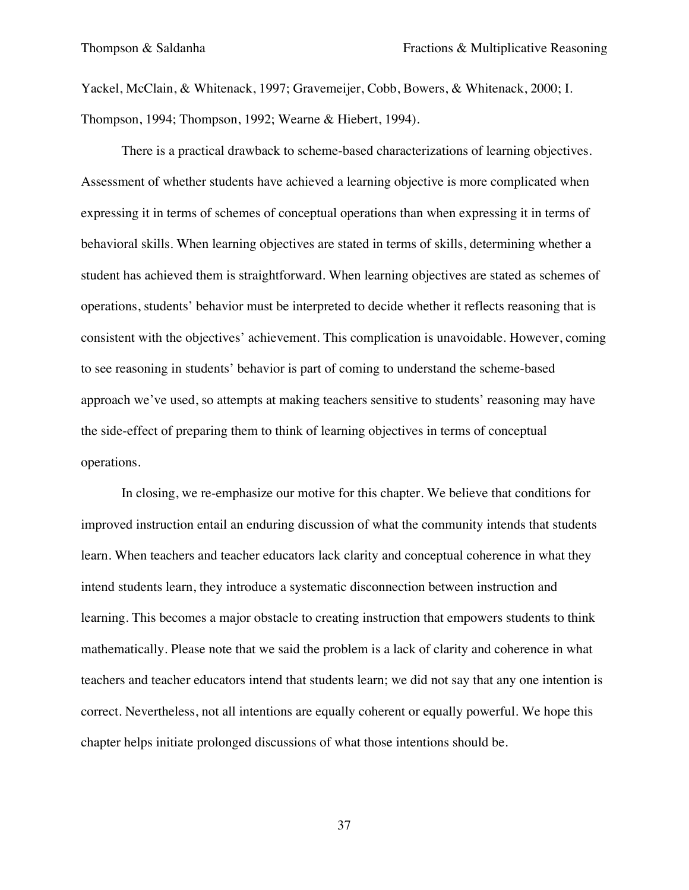Yackel, McClain, & Whitenack, 1997; Gravemeijer, Cobb, Bowers, & Whitenack, 2000; I. Thompson, 1994; Thompson, 1992; Wearne & Hiebert, 1994).

There is a practical drawback to scheme-based characterizations of learning objectives. Assessment of whether students have achieved a learning objective is more complicated when expressing it in terms of schemes of conceptual operations than when expressing it in terms of behavioral skills. When learning objectives are stated in terms of skills, determining whether a student has achieved them is straightforward. When learning objectives are stated as schemes of operations, students' behavior must be interpreted to decide whether it reflects reasoning that is consistent with the objectives' achievement. This complication is unavoidable. However, coming to see reasoning in students' behavior is part of coming to understand the scheme-based approach we've used, so attempts at making teachers sensitive to students' reasoning may have the side-effect of preparing them to think of learning objectives in terms of conceptual operations.

In closing, we re-emphasize our motive for this chapter. We believe that conditions for improved instruction entail an enduring discussion of what the community intends that students learn. When teachers and teacher educators lack clarity and conceptual coherence in what they intend students learn, they introduce a systematic disconnection between instruction and learning. This becomes a major obstacle to creating instruction that empowers students to think mathematically. Please note that we said the problem is a lack of clarity and coherence in what teachers and teacher educators intend that students learn; we did not say that any one intention is correct. Nevertheless, not all intentions are equally coherent or equally powerful. We hope this chapter helps initiate prolonged discussions of what those intentions should be.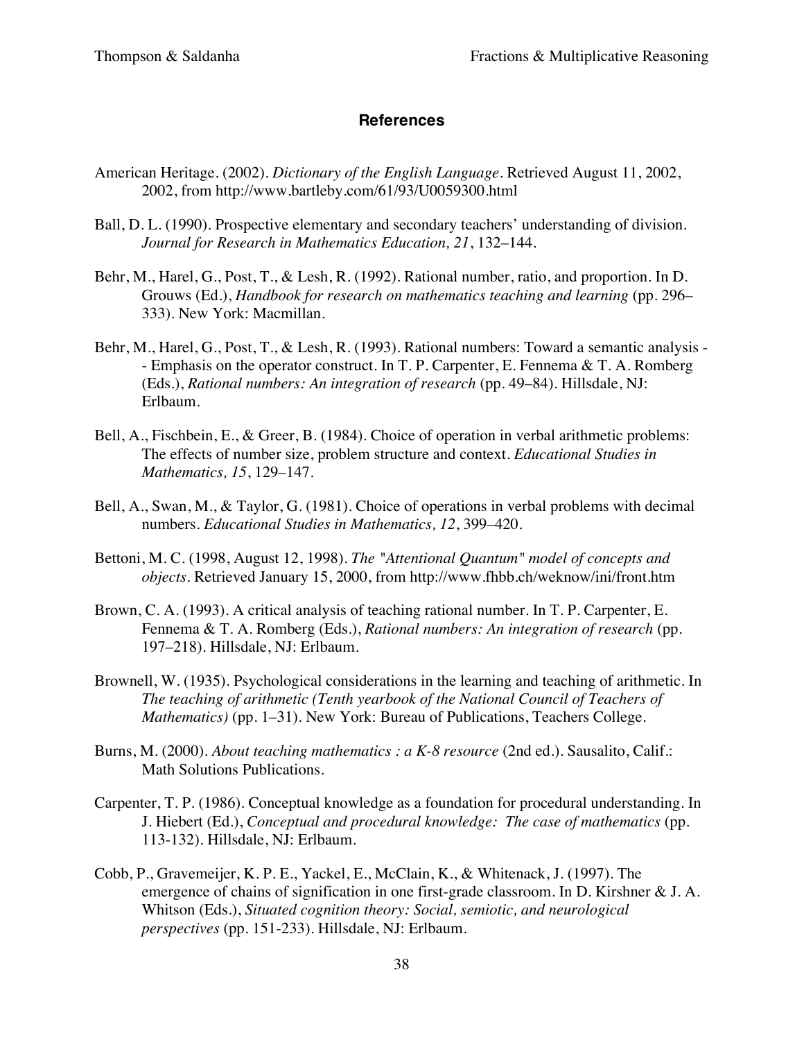## References

American Heritage. (2002). *Dictionary of the English Language*. Retrieved August 11, 2002, 2002, from http://www.bartleby.com/61/93/U0059300.html

Ball, D. L. (1990). Prospective elementary and secondary teachers' understanding of division. *Journal for Research in Mathematics Education, 21*, 132–144.

Behr, M., Harel, G., Post, T., & Lesh, R. (1992). Rational number, ratio, and proportion. In D. Grouws (Ed.), *Handbook for research on mathematics teaching and learning* (pp. 296–333). New York: Macmillan.

Behr, M., Harel, G., Post, T., & Lesh, R. (1993). Rational numbers: Toward a semantic analysis -- Emphasis on the operator construct. In T. P. Carpenter, E. Fennema & T. A. Romberg (Eds.), *Rational numbers: An integration of research* (pp. 49–84). Hillsdale, NJ: Erlbaum.

Bell, A., Fischbein, E., & Greer, B. (1984). Choice of operation in verbal arithmetic problems: The effects of number size, problem structure and context. *Educational Studies in Mathematics, 15*, 129–147.

Bell, A., Swan, M., & Taylor, G. (1981). Choice of operations in verbal problems with decimal numbers. *Educational Studies in Mathematics, 12*, 399–420.

Bettoni, M. C. (1998, August 12, 1998). *The "Attentional Quantum" model of concepts and objects*. Retrieved January 15, 2000, from http://www.fhbb.ch/weknow/ini/front.htm

Brown, C. A. (1993). A critical analysis of teaching rational number. In T. P. Carpenter, E. Fennema & T. A. Romberg (Eds.), *Rational numbers: An integration of research* (pp. 197–218). Hillsdale, NJ: Erlbaum.

Brownell, W. (1935). Psychological considerations in the learning and teaching of arithmetic. In *The teaching of arithmetic (Tenth yearbook of the National Council of Teachers of Mathematics)* (pp. 1–31). New York: Bureau of Publications, Teachers College.

Burns, M. (2000). *About teaching mathematics : a K-8 resource* (2nd ed.). Sausalito, Calif.: Math Solutions Publications.

Carpenter, T. P. (1986). Conceptual knowledge as a foundation for procedural understanding. In J. Hiebert (Ed.), *Conceptual and procedural knowledge: The case of mathematics* (pp. 113-132). Hillsdale, NJ: Erlbaum.

Cobb, P., Gravemeijer, K. P. E., Yackel, E., McClain, K., & Whitenack, J. (1997). The emergence of chains of signification in one first-grade classroom. In D. Kirshner & J. A. Whitson (Eds.), *Situated cognition theory: Social, semiotic, and neurological perspectives* (pp. 151-233). Hillsdale, NJ: Erlbaum.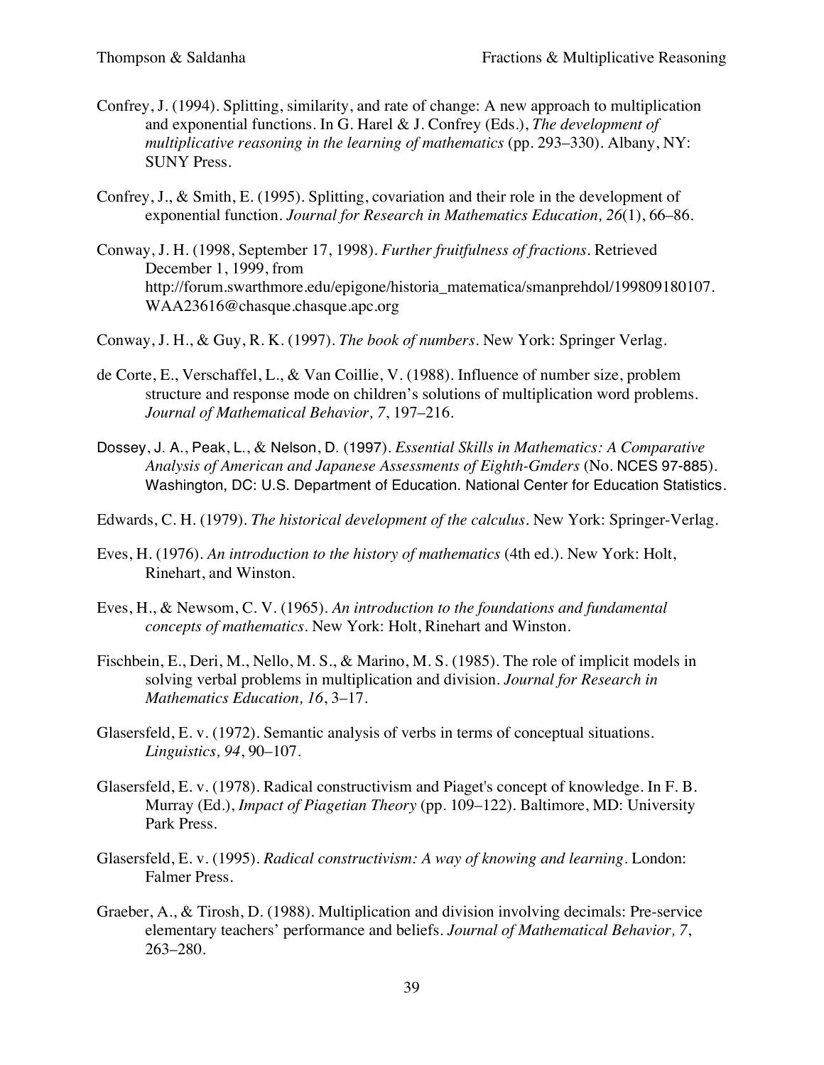Confrey, J. (1994). Splitting, similarity, and rate of change: A new approach to multiplication and exponential functions. In G. Harel & J. Confrey (Eds.), *The development of multiplicative reasoning in the learning of mathematics* (pp. 293–330). Albany, NY: SUNY Press.

Confrey, J., & Smith, E. (1995). Splitting, covariation and their role in the development of exponential function. *Journal for Research in Mathematics Education, 26*(1), 66–86.

Conway, J. H. (1998, September 17, 1998). *Further fruitfulness of fractions*. Retrieved December 1, 1999, from http://forum.swarthmore.edu/epigone/historia_matematica/smanprehdol/199809180107.WAA23616@chasque.chasque.apc.org

Conway, J. H., & Guy, R. K. (1997). *The book of numbers*. New York: Springer Verlag.

de Corte, E., Verschaffel, L., & Van Coillie, V. (1988). Influence of number size, problem structure and response mode on children's solutions of multiplication word problems. *Journal of Mathematical Behavior, 7*, 197–216.

Dossey, J. A., Peak, L., & Nelson, D. (1997). *Essential Skills in Mathematics: A Comparative Analysis of American and Japanese Assessments of Eighth-Gmders* (No. NCES 97-885). Washington, DC: U.S. Department of Education. National Center for Education Statistics.

Edwards, C. H. (1979). *The historical development of the calculus*. New York: Springer-Verlag.

Eves, H. (1976). *An introduction to the history of mathematics* (4th ed.). New York: Holt, Rinehart, and Winston.

Eves, H., & Newsom, C. V. (1965). *An introduction to the foundations and fundamental concepts of mathematics*. New York: Holt, Rinehart and Winston.

Fischbein, E., Deri, M., Nello, M. S., & Marino, M. S. (1985). The role of implicit models in solving verbal problems in multiplication and division. *Journal for Research in Mathematics Education, 16*, 3–17.

Glasersfeld, E. v. (1972). Semantic analysis of verbs in terms of conceptual situations. *Linguistics, 94*, 90–107.

Glasersfeld, E. v. (1978). Radical constructivism and Piaget's concept of knowledge. In F. B. Murray (Ed.), *Impact of Piagetian Theory* (pp. 109–122). Baltimore, MD: University Park Press.

Glasersfeld, E. v. (1995). *Radical constructivism: A way of knowing and learning*. London: Falmer Press.

Graeber, A., & Tirosh, D. (1988). Multiplication and division involving decimals: Pre-service elementary teachers' performance and beliefs. *Journal of Mathematical Behavior, 7*, 263–280.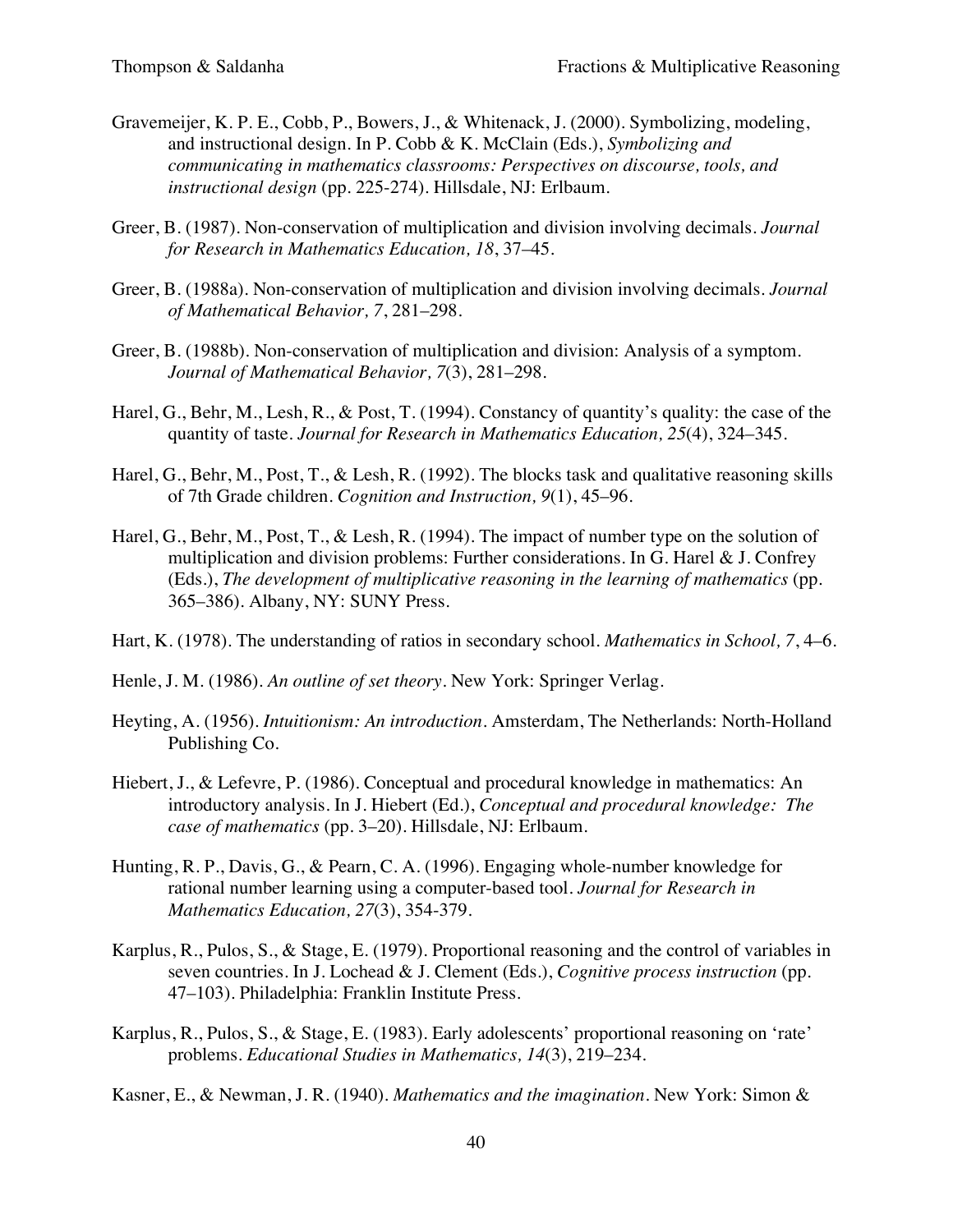Gravemeijer, K. P. E., Cobb, P., Bowers, J., & Whitenack, J. (2000). Symbolizing, modeling, and instructional design. In P. Cobb & K. McClain (Eds.), *Symbolizing and communicating in mathematics classrooms: Perspectives on discourse, tools, and instructional design* (pp. 225-274). Hillsdale, NJ: Erlbaum.

Greer, B. (1987). Non-conservation of multiplication and division involving decimals. *Journal for Research in Mathematics Education, 18*, 37–45.

Greer, B. (1988a). Non-conservation of multiplication and division involving decimals. *Journal of Mathematical Behavior, 7*, 281–298.

Greer, B. (1988b). Non-conservation of multiplication and division: Analysis of a symptom. *Journal of Mathematical Behavior, 7*(3), 281–298.

Harel, G., Behr, M., Lesh, R., & Post, T. (1994). Constancy of quantity's quality: the case of the quantity of taste. *Journal for Research in Mathematics Education, 25*(4), 324–345.

Harel, G., Behr, M., Post, T., & Lesh, R. (1992). The blocks task and qualitative reasoning skills of 7th Grade children. *Cognition and Instruction, 9*(1), 45–96.

Harel, G., Behr, M., Post, T., & Lesh, R. (1994). The impact of number type on the solution of multiplication and division problems: Further considerations. In G. Harel & J. Confrey (Eds.), *The development of multiplicative reasoning in the learning of mathematics* (pp. 365–386). Albany, NY: SUNY Press.

Hart, K. (1978). The understanding of ratios in secondary school. *Mathematics in School, 7*, 4–6.

Henle, J. M. (1986). *An outline of set theory*. New York: Springer Verlag.

Heyting, A. (1956). *Intuitionism: An introduction*. Amsterdam, The Netherlands: North-Holland Publishing Co.

Hiebert, J., & Lefevre, P. (1986). Conceptual and procedural knowledge in mathematics: An introductory analysis. In J. Hiebert (Ed.), *Conceptual and procedural knowledge: The case of mathematics* (pp. 3–20). Hillsdale, NJ: Erlbaum.

Hunting, R. P., Davis, G., & Pearn, C. A. (1996). Engaging whole-number knowledge for rational number learning using a computer-based tool. *Journal for Research in Mathematics Education, 27*(3), 354-379.

Karplus, R., Pulos, S., & Stage, E. (1979). Proportional reasoning and the control of variables in seven countries. In J. Lochead & J. Clement (Eds.), *Cognitive process instruction* (pp. 47–103). Philadelphia: Franklin Institute Press.

Karplus, R., Pulos, S., & Stage, E. (1983). Early adolescents' proportional reasoning on 'rate' problems. *Educational Studies in Mathematics, 14*(3), 219–234.

Kasner, E., & Newman, J. R. (1940). *Mathematics and the imagination*. New York: Simon &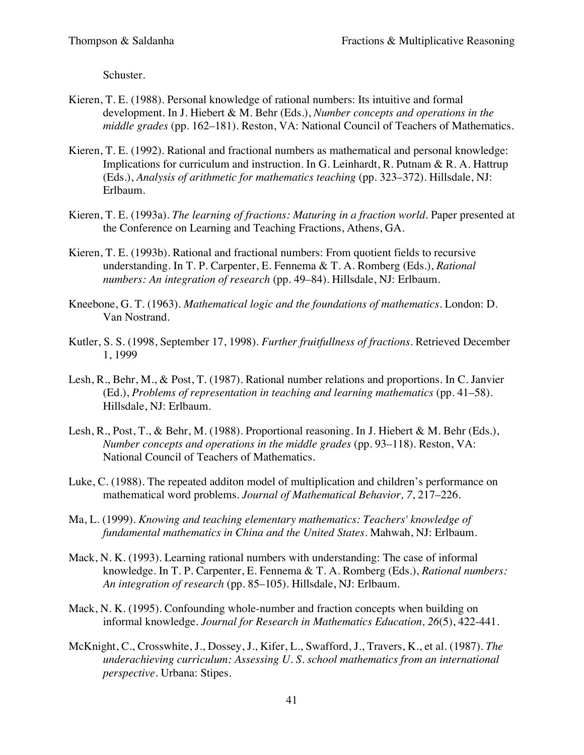Schuster.

Kieren, T. E. (1988). Personal knowledge of rational numbers: Its intuitive and formal development. In J. Hiebert & M. Behr (Eds.), *Number concepts and operations in the middle grades* (pp. 162–181). Reston, VA: National Council of Teachers of Mathematics.

Kieren, T. E. (1992). Rational and fractional numbers as mathematical and personal knowledge: Implications for curriculum and instruction. In G. Leinhardt, R. Putnam & R. A. Hattrup (Eds.), *Analysis of arithmetic for mathematics teaching* (pp. 323–372). Hillsdale, NJ: Erlbaum.

Kieren, T. E. (1993a). *The learning of fractions: Maturing in a fraction world*. Paper presented at the Conference on Learning and Teaching Fractions, Athens, GA.

Kieren, T. E. (1993b). Rational and fractional numbers: From quotient fields to recursive understanding. In T. P. Carpenter, E. Fennema & T. A. Romberg (Eds.), *Rational numbers: An integration of research* (pp. 49–84). Hillsdale, NJ: Erlbaum.

Kneebone, G. T. (1963). *Mathematical logic and the foundations of mathematics*. London: D. Van Nostrand.

Kutler, S. S. (1998, September 17, 1998). *Further fruitfullness of fractions*. Retrieved December 1, 1999

Lesh, R., Behr, M., & Post, T. (1987). Rational number relations and proportions. In C. Janvier (Ed.), *Problems of representation in teaching and learning mathematics* (pp. 41–58). Hillsdale, NJ: Erlbaum.

Lesh, R., Post, T., & Behr, M. (1988). Proportional reasoning. In J. Hiebert & M. Behr (Eds.), *Number concepts and operations in the middle grades* (pp. 93–118). Reston, VA: National Council of Teachers of Mathematics.

Luke, C. (1988). The repeated additon model of multiplication and children's performance on mathematical word problems. *Journal of Mathematical Behavior, 7*, 217–226.

Ma, L. (1999). *Knowing and teaching elementary mathematics: Teachers' knowledge of fundamental mathematics in China and the United States*. Mahwah, NJ: Erlbaum.

Mack, N. K. (1993). Learning rational numbers with understanding: The case of informal knowledge. In T. P. Carpenter, E. Fennema & T. A. Romberg (Eds.), *Rational numbers: An integration of research* (pp. 85–105). Hillsdale, NJ: Erlbaum.

Mack, N. K. (1995). Confounding whole-number and fraction concepts when building on informal knowledge. *Journal for Research in Mathematics Education, 26*(5), 422-441.

McKnight, C., Crosswhite, J., Dossey, J., Kifer, L., Swafford, J., Travers, K., et al. (1987). *The underachieving curriculum: Assessing U. S. school mathematics from an international perspective*. Urbana: Stipes.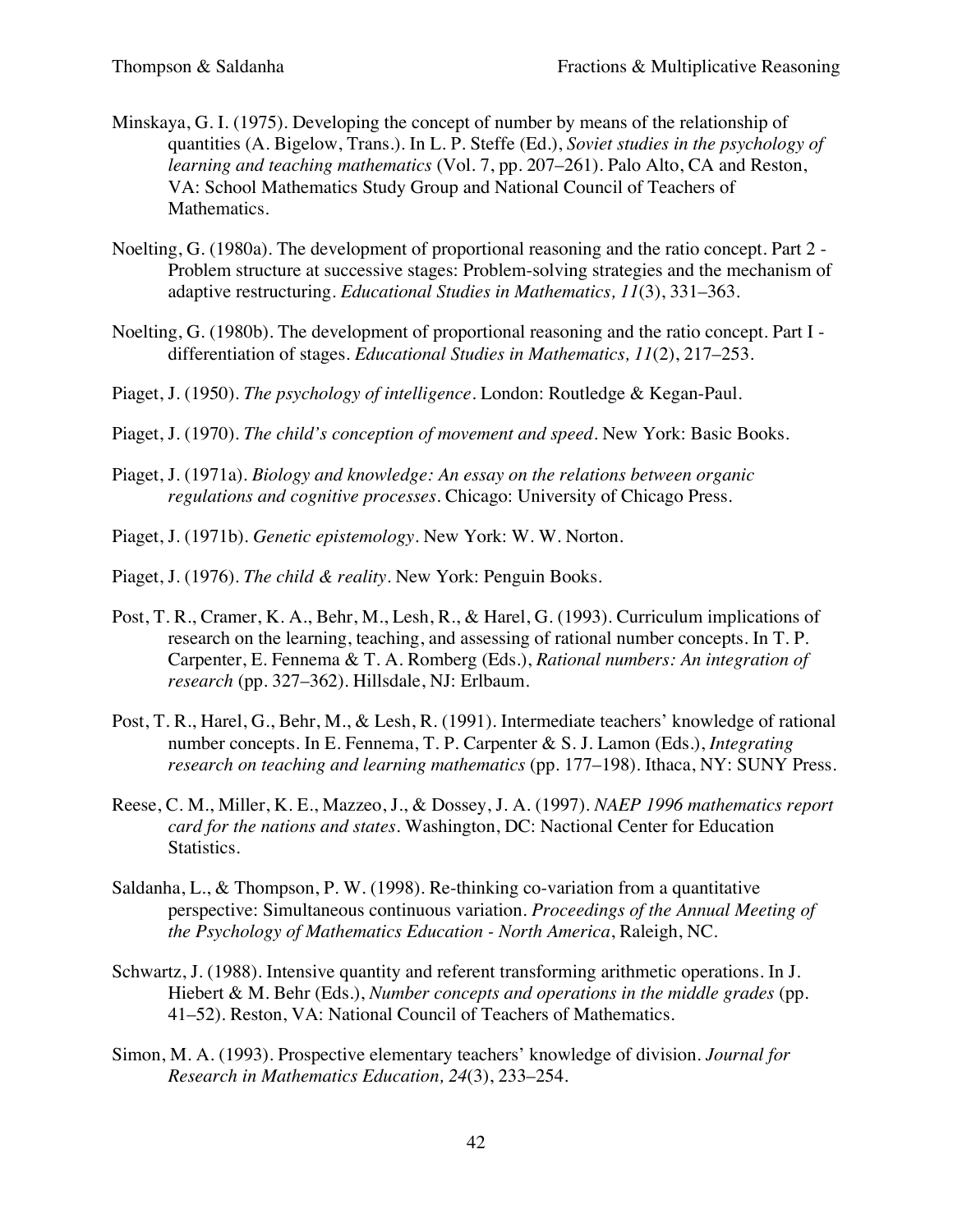Minskaya, G. I. (1975). Developing the concept of number by means of the relationship of quantities (A. Bigelow, Trans.). In L. P. Steffe (Ed.), *Soviet studies in the psychology of learning and teaching mathematics* (Vol. 7, pp. 207–261). Palo Alto, CA and Reston, VA: School Mathematics Study Group and National Council of Teachers of Mathematics.

Noelting, G. (1980a). The development of proportional reasoning and the ratio concept. Part 2 - Problem structure at successive stages: Problem-solving strategies and the mechanism of adaptive restructuring. *Educational Studies in Mathematics, 11*(3), 331–363.

Noelting, G. (1980b). The development of proportional reasoning and the ratio concept. Part I - differentiation of stages. *Educational Studies in Mathematics, 11*(2), 217–253.

Piaget, J. (1950). *The psychology of intelligence*. London: Routledge & Kegan-Paul.

Piaget, J. (1970). *The child's conception of movement and speed*. New York: Basic Books.

Piaget, J. (1971a). *Biology and knowledge: An essay on the relations between organic regulations and cognitive processes*. Chicago: University of Chicago Press.

Piaget, J. (1971b). *Genetic epistemology*. New York: W. W. Norton.

Piaget, J. (1976). *The child & reality*. New York: Penguin Books.

Post, T. R., Cramer, K. A., Behr, M., Lesh, R., & Harel, G. (1993). Curriculum implications of research on the learning, teaching, and assessing of rational number concepts. In T. P. Carpenter, E. Fennema & T. A. Romberg (Eds.), *Rational numbers: An integration of research* (pp. 327–362). Hillsdale, NJ: Erlbaum.

Post, T. R., Harel, G., Behr, M., & Lesh, R. (1991). Intermediate teachers' knowledge of rational number concepts. In E. Fennema, T. P. Carpenter & S. J. Lamon (Eds.), *Integrating research on teaching and learning mathematics* (pp. 177–198). Ithaca, NY: SUNY Press.

Reese, C. M., Miller, K. E., Mazzeo, J., & Dossey, J. A. (1997). *NAEP 1996 mathematics report card for the nations and states*. Washington, DC: Nactional Center for Education Statistics.

Saldanha, L., & Thompson, P. W. (1998). Re-thinking co-variation from a quantitative perspective: Simultaneous continuous variation. *Proceedings of the Annual Meeting of the Psychology of Mathematics Education - North America*, Raleigh, NC.

Schwartz, J. (1988). Intensive quantity and referent transforming arithmetic operations. In J. Hiebert & M. Behr (Eds.), *Number concepts and operations in the middle grades* (pp. 41–52). Reston, VA: National Council of Teachers of Mathematics.

Simon, M. A. (1993). Prospective elementary teachers' knowledge of division. *Journal for Research in Mathematics Education, 24*(3), 233–254.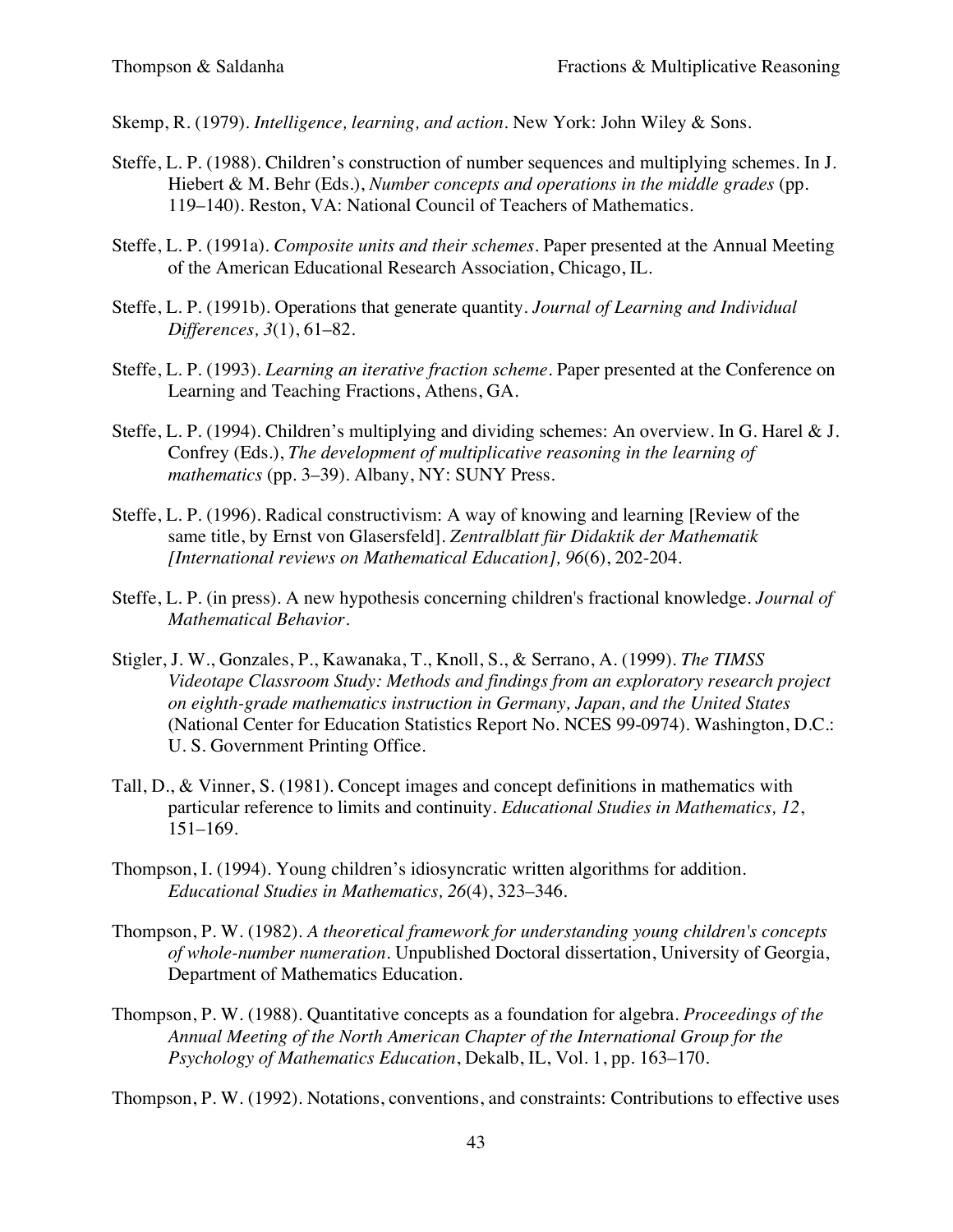Skemp, R. (1979). *Intelligence, learning, and action*. New York: John Wiley & Sons.

Steffe, L. P. (1988). Children's construction of number sequences and multiplying schemes. In J. Hiebert & M. Behr (Eds.), *Number concepts and operations in the middle grades* (pp. 119–140). Reston, VA: National Council of Teachers of Mathematics.

Steffe, L. P. (1991a). *Composite units and their schemes*. Paper presented at the Annual Meeting of the American Educational Research Association, Chicago, IL.

Steffe, L. P. (1991b). Operations that generate quantity. *Journal of Learning and Individual Differences, 3*(1), 61–82.

Steffe, L. P. (1993). *Learning an iterative fraction scheme*. Paper presented at the Conference on Learning and Teaching Fractions, Athens, GA.

Steffe, L. P. (1994). Children's multiplying and dividing schemes: An overview. In G. Harel & J. Confrey (Eds.), *The development of multiplicative reasoning in the learning of mathematics* (pp. 3–39). Albany, NY: SUNY Press.

Steffe, L. P. (1996). Radical constructivism: A way of knowing and learning [Review of the same title, by Ernst von Glasersfeld]. *Zentralblatt für Didaktik der Mathematik [International reviews on Mathematical Education], 96*(6), 202-204.

Steffe, L. P. (in press). A new hypothesis concerning children's fractional knowledge. *Journal of Mathematical Behavior*.

Stigler, J. W., Gonzales, P., Kawanaka, T., Knoll, S., & Serrano, A. (1999). *The TIMSS Videotape Classroom Study: Methods and findings from an exploratory research project on eighth-grade mathematics instruction in Germany, Japan, and the United States* (National Center for Education Statistics Report No. NCES 99-0974). Washington, D.C.: U. S. Government Printing Office.

Tall, D., & Vinner, S. (1981). Concept images and concept definitions in mathematics with particular reference to limits and continuity. *Educational Studies in Mathematics, 12*, 151–169.

Thompson, I. (1994). Young children's idiosyncratic written algorithms for addition. *Educational Studies in Mathematics, 26*(4), 323–346.

Thompson, P. W. (1982). *A theoretical framework for understanding young children's concepts of whole-number numeration*. Unpublished Doctoral dissertation, University of Georgia, Department of Mathematics Education.

Thompson, P. W. (1988). Quantitative concepts as a foundation for algebra. *Proceedings of the Annual Meeting of the North American Chapter of the International Group for the Psychology of Mathematics Education*, Dekalb, IL, Vol. 1, pp. 163–170.

Thompson, P. W. (1992). Notations, conventions, and constraints: Contributions to effective uses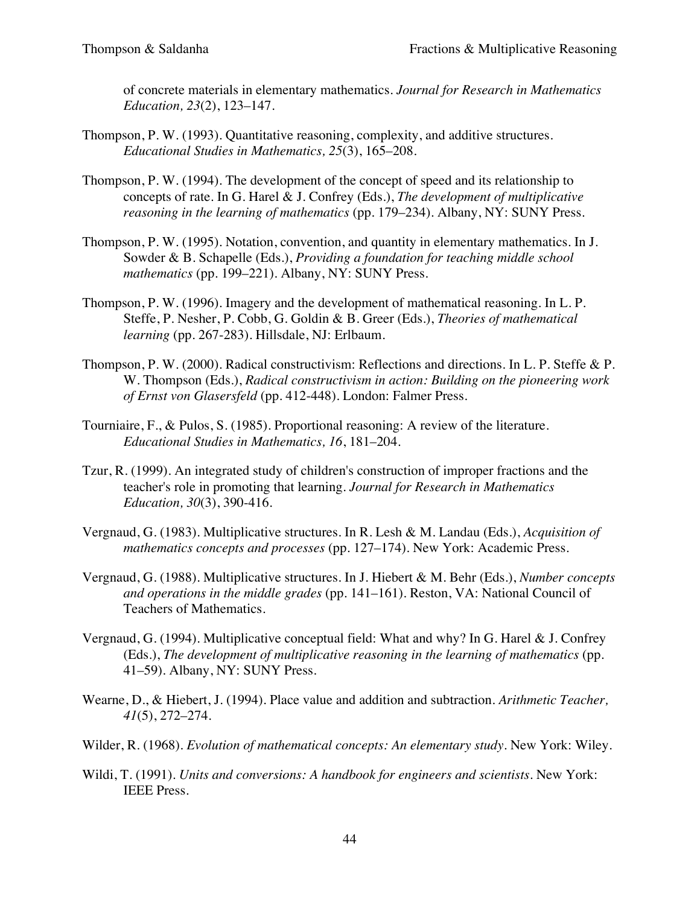of concrete materials in elementary mathematics. *Journal for Research in Mathematics Education, 23*(2), 123–147.

Thompson, P. W. (1993). Quantitative reasoning, complexity, and additive structures. *Educational Studies in Mathematics, 25*(3), 165–208.

Thompson, P. W. (1994). The development of the concept of speed and its relationship to concepts of rate. In G. Harel & J. Confrey (Eds.), *The development of multiplicative reasoning in the learning of mathematics* (pp. 179–234). Albany, NY: SUNY Press.

Thompson, P. W. (1995). Notation, convention, and quantity in elementary mathematics. In J. Sowder & B. Schapelle (Eds.), *Providing a foundation for teaching middle school mathematics* (pp. 199–221). Albany, NY: SUNY Press.

Thompson, P. W. (1996). Imagery and the development of mathematical reasoning. In L. P. Steffe, P. Nesher, P. Cobb, G. Goldin & B. Greer (Eds.), *Theories of mathematical learning* (pp. 267-283). Hillsdale, NJ: Erlbaum.

Thompson, P. W. (2000). Radical constructivism: Reflections and directions. In L. P. Steffe & P. W. Thompson (Eds.), *Radical constructivism in action: Building on the pioneering work of Ernst von Glasersfeld* (pp. 412-448). London: Falmer Press.

Tourniaire, F., & Pulos, S. (1985). Proportional reasoning: A review of the literature. *Educational Studies in Mathematics, 16*, 181–204.

Tzur, R. (1999). An integrated study of children's construction of improper fractions and the teacher's role in promoting that learning. *Journal for Research in Mathematics Education, 30*(3), 390-416.

Vergnaud, G. (1983). Multiplicative structures. In R. Lesh & M. Landau (Eds.), *Acquisition of mathematics concepts and processes* (pp. 127–174). New York: Academic Press.

Vergnaud, G. (1988). Multiplicative structures. In J. Hiebert & M. Behr (Eds.), *Number concepts and operations in the middle grades* (pp. 141–161). Reston, VA: National Council of Teachers of Mathematics.

Vergnaud, G. (1994). Multiplicative conceptual field: What and why? In G. Harel & J. Confrey (Eds.), *The development of multiplicative reasoning in the learning of mathematics* (pp. 41–59). Albany, NY: SUNY Press.

Wearne, D., & Hiebert, J. (1994). Place value and addition and subtraction. *Arithmetic Teacher, 41*(5), 272–274.

Wilder, R. (1968). *Evolution of mathematical concepts: An elementary study*. New York: Wiley.

Wildi, T. (1991). *Units and conversions: A handbook for engineers and scientists*. New York: IEEE Press.